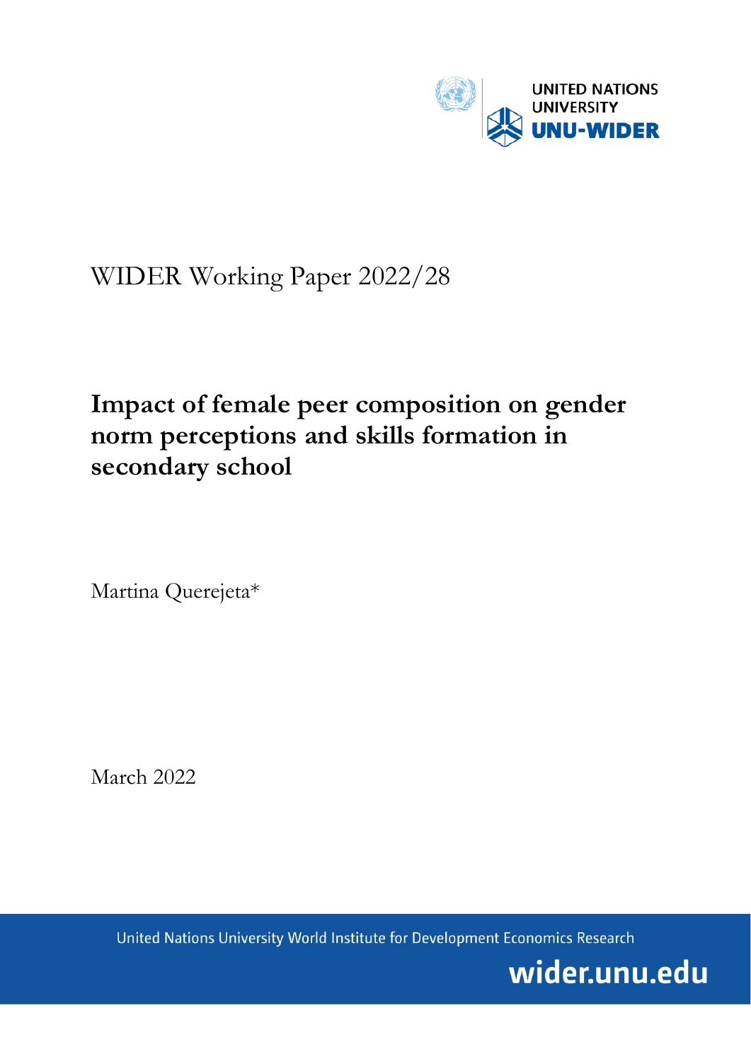UNITED NATIONS UNIVERSITY

UNU-WIDER

WIDER Working Paper 2022/28

# Impact of female peer composition on gender norm perceptions and skills formation in secondary school

Martina Querejeta*

March 2022

United Nations University World Institute for Development Economics Research

wider.unu.edu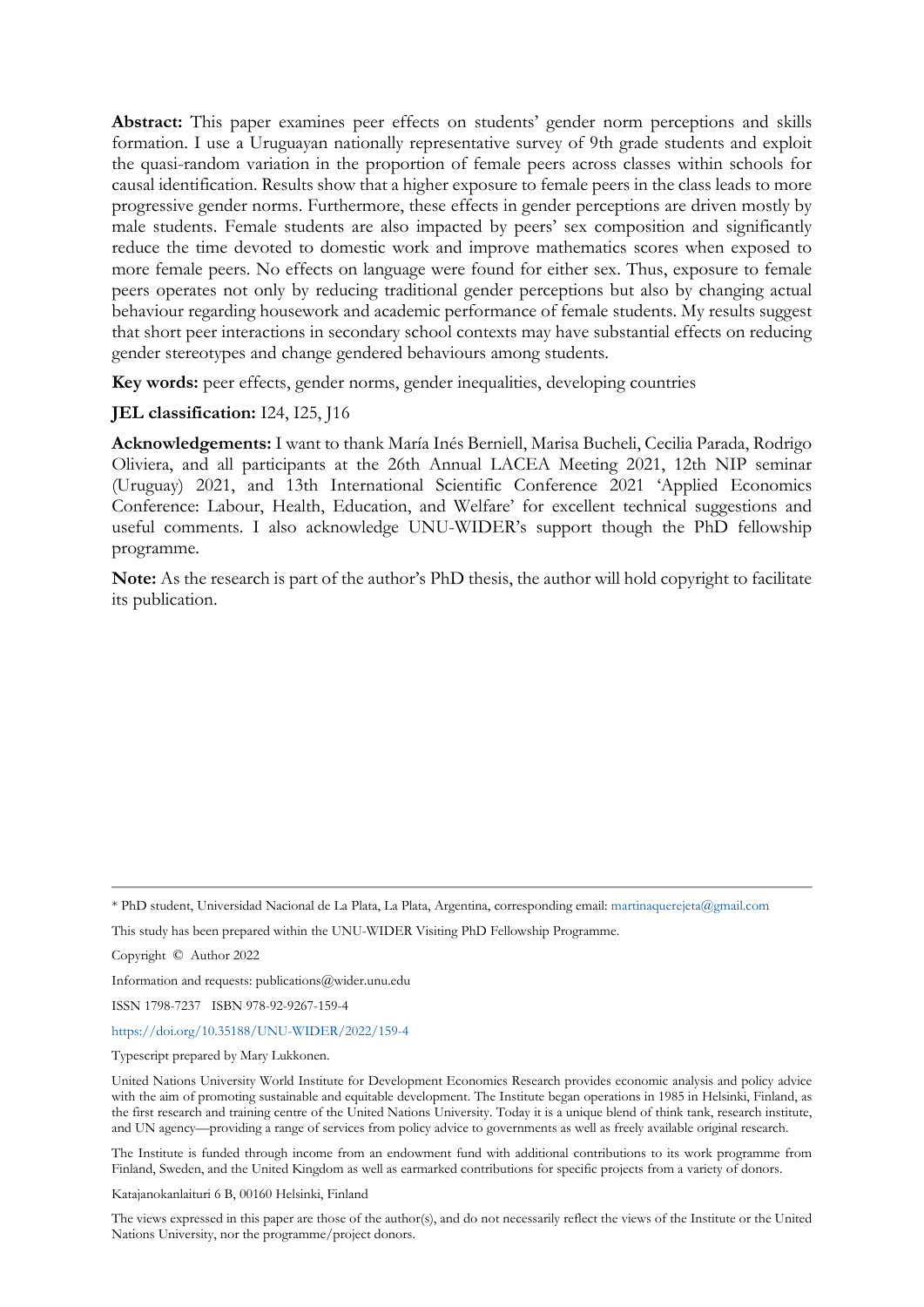**Abstract:** This paper examines peer effects on students' gender norm perceptions and skills formation. I use a Uruguayan nationally representative survey of 9th grade students and exploit the quasi-random variation in the proportion of female peers across classes within schools for causal identification. Results show that a higher exposure to female peers in the class leads to more progressive gender norms. Furthermore, these effects in gender perceptions are driven mostly by male students. Female students are also impacted by peers' sex composition and significantly reduce the time devoted to domestic work and improve mathematics scores when exposed to more female peers. No effects on language were found for either sex. Thus, exposure to female peers operates not only by reducing traditional gender perceptions but also by changing actual behaviour regarding housework and academic performance of female students. My results suggest that short peer interactions in secondary school contexts may have substantial effects on reducing gender stereotypes and change gendered behaviours among students.

**Key words:** peer effects, gender norms, gender inequalities, developing countries

**JEL classification:** I24, I25, J16

**Acknowledgements:** I want to thank María Inés Berniell, Marisa Bucheli, Cecilia Parada, Rodrigo Oliviera, and all participants at the 26th Annual LACEA Meeting 2021, 12th NIP seminar (Uruguay) 2021, and 13th International Scientific Conference 2021 'Applied Economics Conference: Labour, Health, Education, and Welfare' for excellent technical suggestions and useful comments. I also acknowledge UNU-WIDER's support though the PhD fellowship programme.

**Note:** As the research is part of the author's PhD thesis, the author will hold copyright to facilitate its publication.

---

* PhD student, Universidad Nacional de La Plata, La Plata, Argentina, corresponding email: martinaquerejeta@gmail.com

This study has been prepared within the UNU-WIDER Visiting PhD Fellowship Programme.

Copyright © Author 2022

Information and requests: publications@wider.unu.edu

ISSN 1798-7237 ISBN 978-92-9267-159-4

https://doi.org/10.35188/UNU-WIDER/2022/159-4

Typescript prepared by Mary Lukkonen.

United Nations University World Institute for Development Economics Research provides economic analysis and policy advice with the aim of promoting sustainable and equitable development. The Institute began operations in 1985 in Helsinki, Finland, as the first research and training centre of the United Nations University. Today it is a unique blend of think tank, research institute, and UN agency—providing a range of services from policy advice to governments as well as freely available original research.

The Institute is funded through income from an endowment fund with additional contributions to its work programme from Finland, Sweden, and the United Kingdom as well as earmarked contributions for specific projects from a variety of donors.

Katajanokanlaituri 6 B, 00160 Helsinki, Finland

The views expressed in this paper are those of the author(s), and do not necessarily reflect the views of the Institute or the United Nations University, nor the programme/project donors.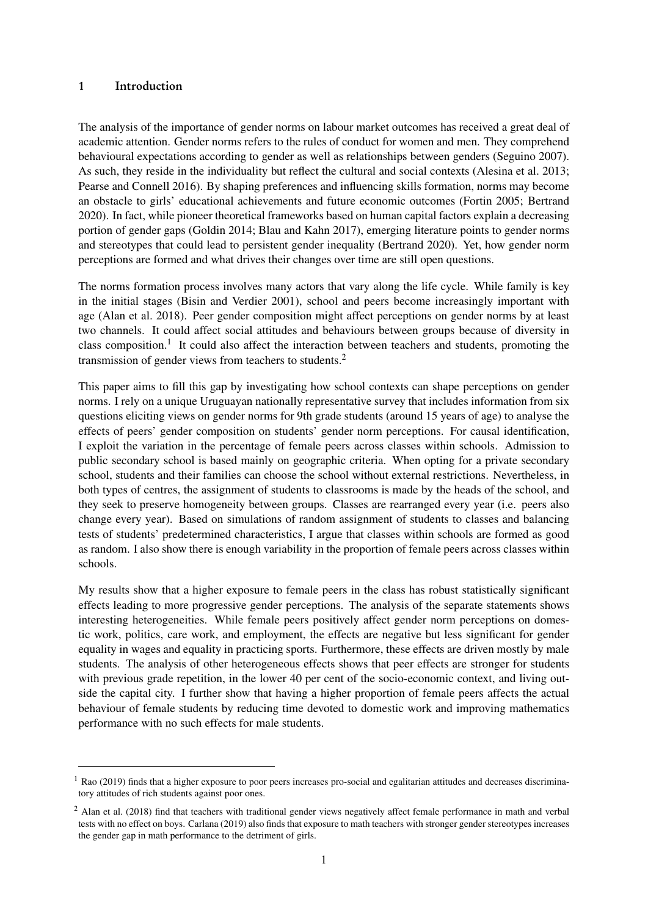## 1 Introduction

The analysis of the importance of gender norms on labour market outcomes has received a great deal of academic attention. Gender norms refers to the rules of conduct for women and men. They comprehend behavioural expectations according to gender as well as relationships between genders (Seguino 2007). As such, they reside in the individuality but reflect the cultural and social contexts (Alesina et al. 2013; Pearse and Connell 2016). By shaping preferences and influencing skills formation, norms may become an obstacle to girls' educational achievements and future economic outcomes (Fortin 2005; Bertrand 2020). In fact, while pioneer theoretical frameworks based on human capital factors explain a decreasing portion of gender gaps (Goldin 2014; Blau and Kahn 2017), emerging literature points to gender norms and stereotypes that could lead to persistent gender inequality (Bertrand 2020). Yet, how gender norm perceptions are formed and what drives their changes over time are still open questions.

The norms formation process involves many actors that vary along the life cycle. While family is key in the initial stages (Bisin and Verdier 2001), school and peers become increasingly important with age (Alan et al. 2018). Peer gender composition might affect perceptions on gender norms by at least two channels. It could affect social attitudes and behaviours between groups because of diversity in class composition.[1] It could also affect the interaction between teachers and students, promoting the transmission of gender views from teachers to students.[2]

This paper aims to fill this gap by investigating how school contexts can shape perceptions on gender norms. I rely on a unique Uruguayan nationally representative survey that includes information from six questions eliciting views on gender norms for 9th grade students (around 15 years of age) to analyse the effects of peers' gender composition on students' gender norm perceptions. For causal identification, I exploit the variation in the percentage of female peers across classes within schools. Admission to public secondary school is based mainly on geographic criteria. When opting for a private secondary school, students and their families can choose the school without external restrictions. Nevertheless, in both types of centres, the assignment of students to classrooms is made by the heads of the school, and they seek to preserve homogeneity between groups. Classes are rearranged every year (i.e. peers also change every year). Based on simulations of random assignment of students to classes and balancing tests of students' predetermined characteristics, I argue that classes within schools are formed as good as random. I also show there is enough variability in the proportion of female peers across classes within schools.

My results show that a higher exposure to female peers in the class has robust statistically significant effects leading to more progressive gender perceptions. The analysis of the separate statements shows interesting heterogeneities. While female peers positively affect gender norm perceptions on domestic work, politics, care work, and employment, the effects are negative but less significant for gender equality in wages and equality in practicing sports. Furthermore, these effects are driven mostly by male students. The analysis of other heterogeneous effects shows that peer effects are stronger for students with previous grade repetition, in the lower 40 per cent of the socio-economic context, and living outside the capital city. I further show that having a higher proportion of female peers affects the actual behaviour of female students by reducing time devoted to domestic work and improving mathematics performance with no such effects for male students.

---

[1] Rao (2019) finds that a higher exposure to poor peers increases pro-social and egalitarian attitudes and decreases discriminatory attitudes of rich students against poor ones.

[2] Alan et al. (2018) find that teachers with traditional gender views negatively affect female performance in math and verbal tests with no effect on boys. Carlana (2019) also finds that exposure to math teachers with stronger gender stereotypes increases the gender gap in math performance to the detriment of girls.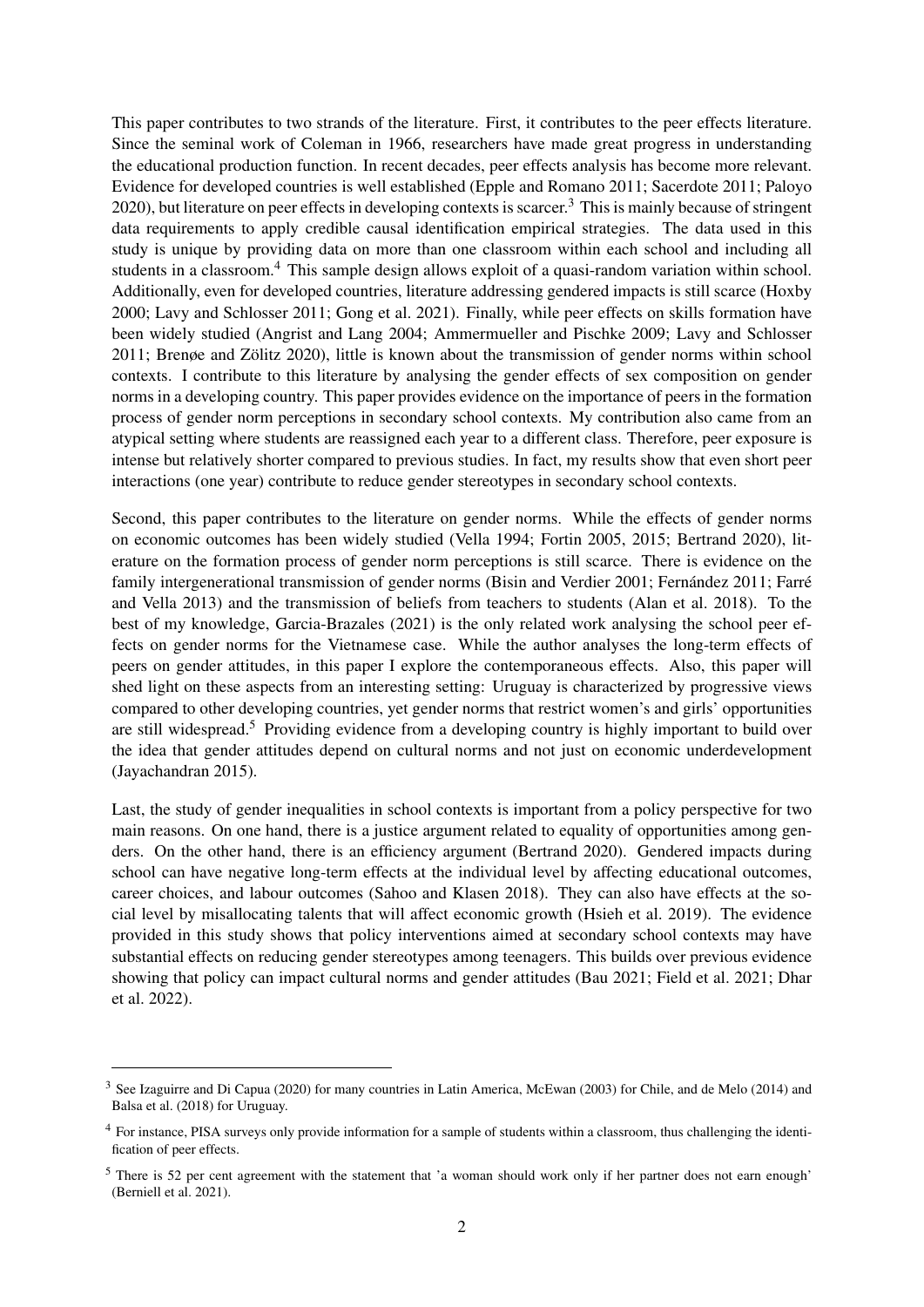This paper contributes to two strands of the literature. First, it contributes to the peer effects literature. Since the seminal work of Coleman in 1966, researchers have made great progress in understanding the educational production function. In recent decades, peer effects analysis has become more relevant. Evidence for developed countries is well established (Epple and Romano 2011; Sacerdote 2011; Paloyo 2020), but literature on peer effects in developing contexts is scarcer.[3] This is mainly because of stringent data requirements to apply credible causal identification empirical strategies. The data used in this study is unique by providing data on more than one classroom within each school and including all students in a classroom.[4] This sample design allows exploit of a quasi-random variation within school. Additionally, even for developed countries, literature addressing gendered impacts is still scarce (Hoxby 2000; Lavy and Schlosser 2011; Gong et al. 2021). Finally, while peer effects on skills formation have been widely studied (Angrist and Lang 2004; Ammermueller and Pischke 2009; Lavy and Schlosser 2011; Brenøe and Zölitz 2020), little is known about the transmission of gender norms within school contexts. I contribute to this literature by analysing the gender effects of sex composition on gender norms in a developing country. This paper provides evidence on the importance of peers in the formation process of gender norm perceptions in secondary school contexts. My contribution also came from an atypical setting where students are reassigned each year to a different class. Therefore, peer exposure is intense but relatively shorter compared to previous studies. In fact, my results show that even short peer interactions (one year) contribute to reduce gender stereotypes in secondary school contexts.

Second, this paper contributes to the literature on gender norms. While the effects of gender norms on economic outcomes has been widely studied (Vella 1994; Fortin 2005, 2015; Bertrand 2020), literature on the formation process of gender norm perceptions is still scarce. There is evidence on the family intergenerational transmission of gender norms (Bisin and Verdier 2001; Fernández 2011; Farré and Vella 2013) and the transmission of beliefs from teachers to students (Alan et al. 2018). To the best of my knowledge, Garcia-Brazales (2021) is the only related work analysing the school peer effects on gender norms for the Vietnamese case. While the author analyses the long-term effects of peers on gender attitudes, in this paper I explore the contemporaneous effects. Also, this paper will shed light on these aspects from an interesting setting: Uruguay is characterized by progressive views compared to other developing countries, yet gender norms that restrict women's and girls' opportunities are still widespread.[5] Providing evidence from a developing country is highly important to build over the idea that gender attitudes depend on cultural norms and not just on economic underdevelopment (Jayachandran 2015).

Last, the study of gender inequalities in school contexts is important from a policy perspective for two main reasons. On one hand, there is a justice argument related to equality of opportunities among genders. On the other hand, there is an efficiency argument (Bertrand 2020). Gendered impacts during school can have negative long-term effects at the individual level by affecting educational outcomes, career choices, and labour outcomes (Sahoo and Klasen 2018). They can also have effects at the social level by misallocating talents that will affect economic growth (Hsieh et al. 2019). The evidence provided in this study shows that policy interventions aimed at secondary school contexts may have substantial effects on reducing gender stereotypes among teenagers. This builds over previous evidence showing that policy can impact cultural norms and gender attitudes (Bau 2021; Field et al. 2021; Dhar et al. 2022).

---

[3] See Izaguirre and Di Capua (2020) for many countries in Latin America, McEwan (2003) for Chile, and de Melo (2014) and Balsa et al. (2018) for Uruguay.

[4] For instance, PISA surveys only provide information for a sample of students within a classroom, thus challenging the identification of peer effects.

[5] There is 52 per cent agreement with the statement that 'a woman should work only if her partner does not earn enough' (Berniell et al. 2021).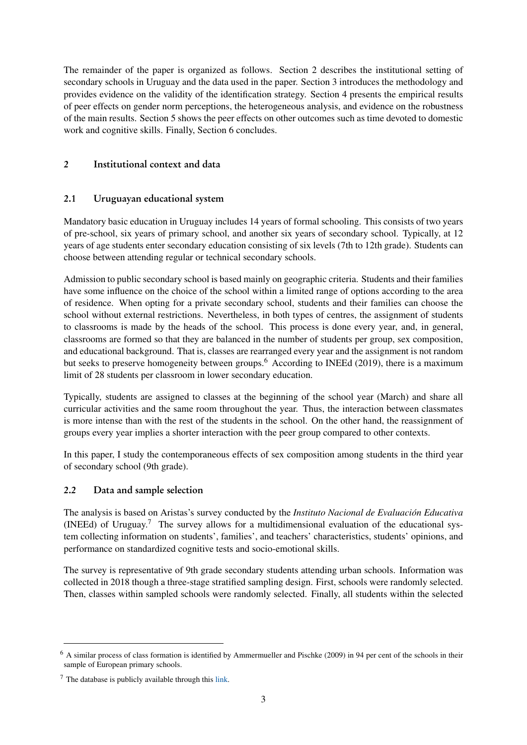The remainder of the paper is organized as follows. Section 2 describes the institutional setting of secondary schools in Uruguay and the data used in the paper. Section 3 introduces the methodology and provides evidence on the validity of the identification strategy. Section 4 presents the empirical results of peer effects on gender norm perceptions, the heterogeneous analysis, and evidence on the robustness of the main results. Section 5 shows the peer effects on other outcomes such as time devoted to domestic work and cognitive skills. Finally, Section 6 concludes.

## 2 Institutional context and data

### 2.1 Uruguayan educational system

Mandatory basic education in Uruguay includes 14 years of formal schooling. This consists of two years of pre-school, six years of primary school, and another six years of secondary school. Typically, at 12 years of age students enter secondary education consisting of six levels (7th to 12th grade). Students can choose between attending regular or technical secondary schools.

Admission to public secondary school is based mainly on geographic criteria. Students and their families have some influence on the choice of the school within a limited range of options according to the area of residence. When opting for a private secondary school, students and their families can choose the school without external restrictions. Nevertheless, in both types of centres, the assignment of students to classrooms is made by the heads of the school. This process is done every year, and, in general, classrooms are formed so that they are balanced in the number of students per group, sex composition, and educational background. That is, classes are rearranged every year and the assignment is not random but seeks to preserve homogeneity between groups.[6] According to INEEd (2019), there is a maximum limit of 28 students per classroom in lower secondary education.

Typically, students are assigned to classes at the beginning of the school year (March) and share all curricular activities and the same room throughout the year. Thus, the interaction between classmates is more intense than with the rest of the students in the school. On the other hand, the reassignment of groups every year implies a shorter interaction with the peer group compared to other contexts.

In this paper, I study the contemporaneous effects of sex composition among students in the third year of secondary school (9th grade).

### 2.2 Data and sample selection

The analysis is based on Aristas's survey conducted by the *Instituto Nacional de Evaluación Educativa* (INEEd) of Uruguay.[7] The survey allows for a multidimensional evaluation of the educational system collecting information on students', families', and teachers' characteristics, students' opinions, and performance on standardized cognitive tests and socio-emotional skills.

The survey is representative of 9th grade secondary students attending urban schools. Information was collected in 2018 though a three-stage stratified sampling design. First, schools were randomly selected. Then, classes within sampled schools were randomly selected. Finally, all students within the selected

[6] A similar process of class formation is identified by Ammermueller and Pischke (2009) in 94 per cent of the schools in their sample of European primary schools.

[7] The database is publicly available through this link.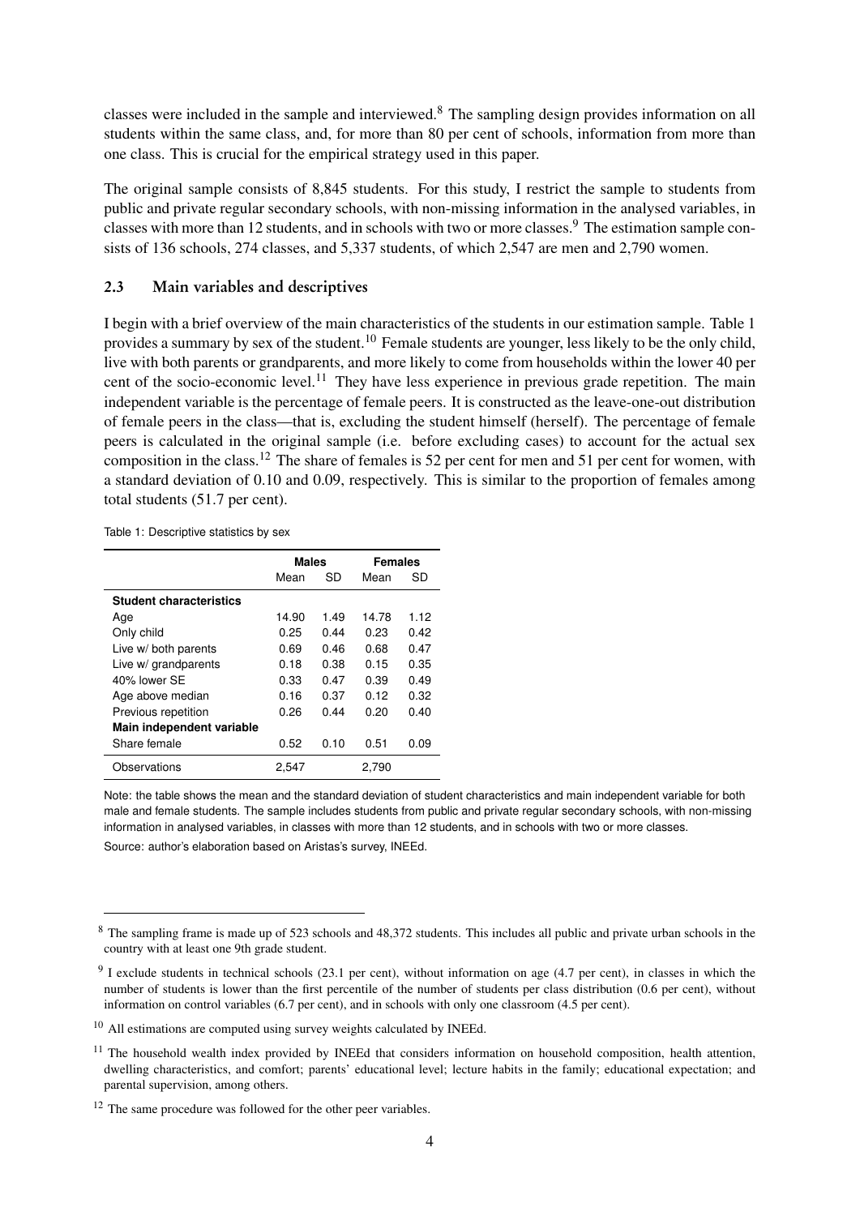classes were included in the sample and interviewed.[8] The sampling design provides information on all students within the same class, and, for more than 80 per cent of schools, information from more than one class. This is crucial for the empirical strategy used in this paper.

The original sample consists of 8,845 students. For this study, I restrict the sample to students from public and private regular secondary schools, with non-missing information in the analysed variables, in classes with more than 12 students, and in schools with two or more classes.[9] The estimation sample consists of 136 schools, 274 classes, and 5,337 students, of which 2,547 are men and 2,790 women.

### 2.3 Main variables and descriptives

I begin with a brief overview of the main characteristics of the students in our estimation sample. Table 1 provides a summary by sex of the student.[10] Female students are younger, less likely to be the only child, live with both parents or grandparents, and more likely to come from households within the lower 40 per cent of the socio-economic level.[11] They have less experience in previous grade repetition. The main independent variable is the percentage of female peers. It is constructed as the leave-one-out distribution of female peers in the class—that is, excluding the student himself (herself). The percentage of female peers is calculated in the original sample (i.e. before excluding cases) to account for the actual sex composition in the class.[12] The share of females is 52 per cent for men and 51 per cent for women, with a standard deviation of 0.10 and 0.09, respectively. This is similar to the proportion of females among total students (51.7 per cent).

Table 1: Descriptive statistics by sex

| | **Males** | | **Females** | |
|---|---|---|---|---|
| | Mean | SD | Mean | SD |
| **Student characteristics** | | | | |
| Age | 14.90 | 1.49 | 14.78 | 1.12 |
| Only child | 0.25 | 0.44 | 0.23 | 0.42 |
| Live w/ both parents | 0.69 | 0.46 | 0.68 | 0.47 |
| Live w/ grandparents | 0.18 | 0.38 | 0.15 | 0.35 |
| 40% lower SE | 0.33 | 0.47 | 0.39 | 0.49 |
| Age above median | 0.16 | 0.37 | 0.12 | 0.32 |
| Previous repetition | 0.26 | 0.44 | 0.20 | 0.40 |
| **Main independent variable** | | | | |
| Share female | 0.52 | 0.10 | 0.51 | 0.09 |
| Observations | 2,547 | | 2,790 | |

Note: the table shows the mean and the standard deviation of student characteristics and main independent variable for both male and female students. The sample includes students from public and private regular secondary schools, with non-missing information in analysed variables, in classes with more than 12 students, and in schools with two or more classes.

Source: author's elaboration based on Aristas's survey, INEEd.

[8] The sampling frame is made up of 523 schools and 48,372 students. This includes all public and private urban schools in the country with at least one 9th grade student.

[9] I exclude students in technical schools (23.1 per cent), without information on age (4.7 per cent), in classes in which the number of students is lower than the first percentile of the number of students per class distribution (0.6 per cent), without information on control variables (6.7 per cent), and in schools with only one classroom (4.5 per cent).

[10] All estimations are computed using survey weights calculated by INEEd.

[11] The household wealth index provided by INEEd that considers information on household composition, health attention, dwelling characteristics, and comfort; parents' educational level; lecture habits in the family; educational expectation; and parental supervision, among others.

[12] The same procedure was followed for the other peer variables.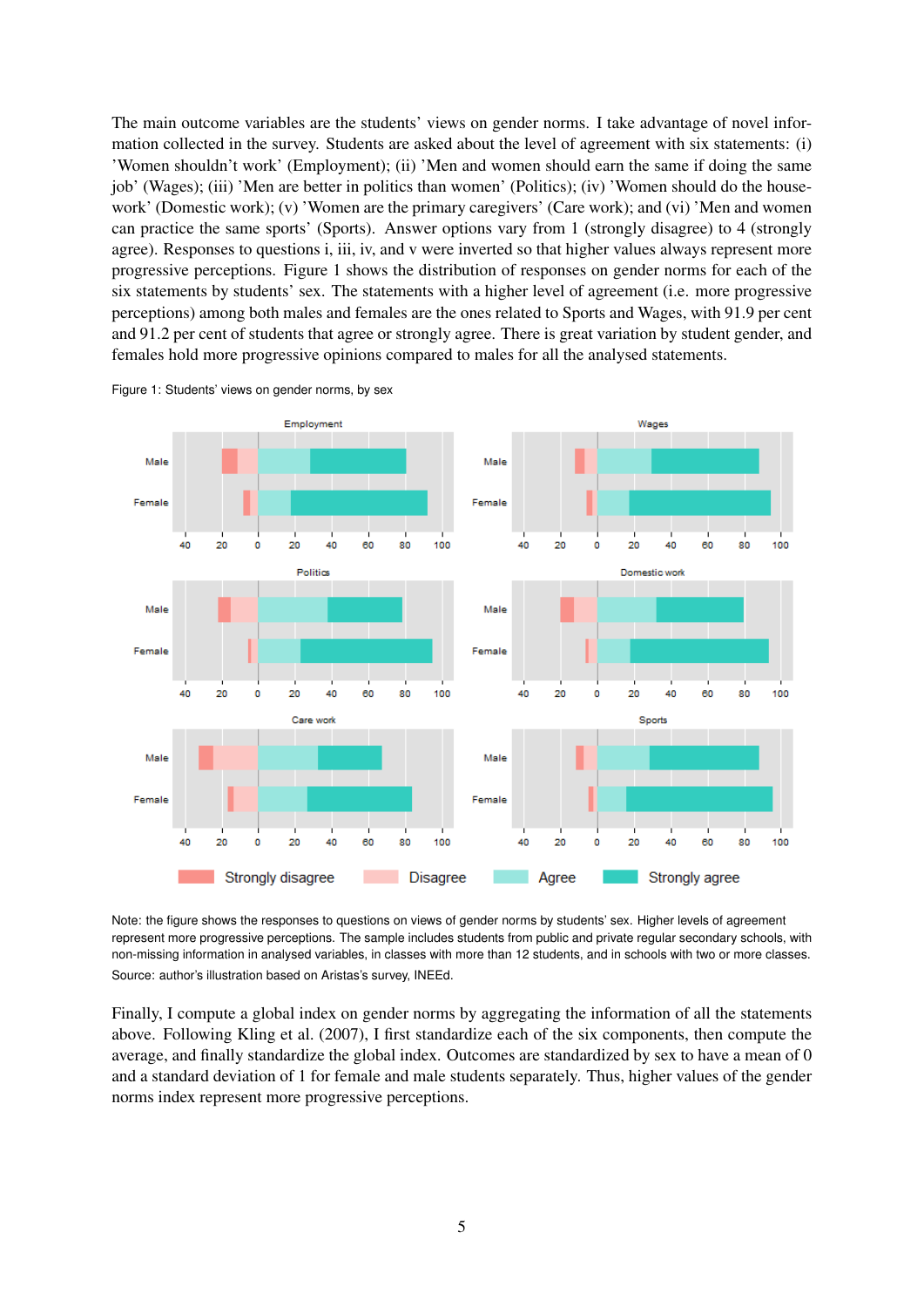The main outcome variables are the students' views on gender norms. I take advantage of novel information collected in the survey. Students are asked about the level of agreement with six statements: (i) 'Women shouldn't work' (Employment); (ii) 'Men and women should earn the same if doing the same job' (Wages); (iii) 'Men are better in politics than women' (Politics); (iv) 'Women should do the housework' (Domestic work); (v) 'Women are the primary caregivers' (Care work); and (vi) 'Men and women can practice the same sports' (Sports). Answer options vary from 1 (strongly disagree) to 4 (strongly agree). Responses to questions i, iii, iv, and v were inverted so that higher values always represent more progressive perceptions. Figure 1 shows the distribution of responses on gender norms for each of the six statements by students' sex. The statements with a higher level of agreement (i.e. more progressive perceptions) among both males and females are the ones related to Sports and Wages, with 91.9 per cent and 91.2 per cent of students that agree or strongly agree. There is great variation by student gender, and females hold more progressive opinions compared to males for all the analysed statements.

Figure 1: Students' views on gender norms, by sex

Note: the figure shows the responses to questions on views of gender norms by students' sex. Higher levels of agreement represent more progressive perceptions. The sample includes students from public and private regular secondary schools, with non-missing information in analysed variables, in classes with more than 12 students, and in schools with two or more classes.
Source: author's illustration based on Aristas's survey, INEEd.

Finally, I compute a global index on gender norms by aggregating the information of all the statements above. Following Kling et al. (2007), I first standardize each of the six components, then compute the average, and finally standardize the global index. Outcomes are standardized by sex to have a mean of 0 and a standard deviation of 1 for female and male students separately. Thus, higher values of the gender norms index represent more progressive perceptions.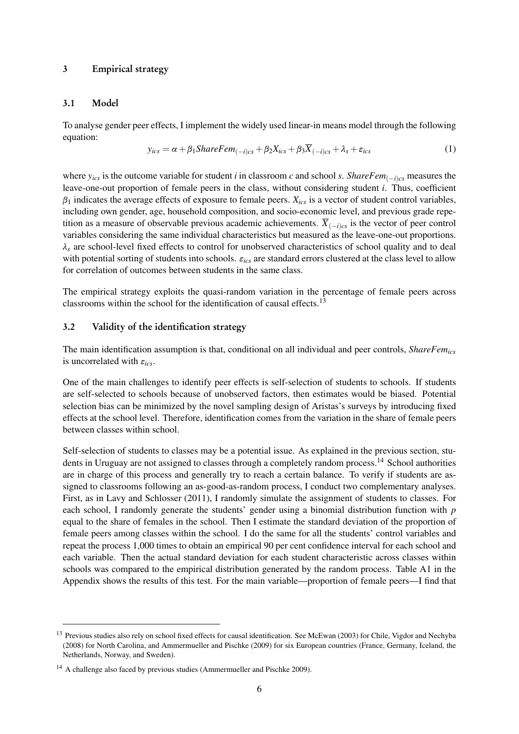## 3 Empirical strategy

### 3.1 Model

To analyse gender peer effects, I implement the widely used linear-in means model through the following equation:

$$y_{ics} = \alpha + \beta_1 ShareFem_{(-i)cs} + \beta_2 X_{ics} + \beta_3 \overline{X}_{(-i)cs} + \lambda_s + \varepsilon_{ics} \tag{1}$$

where $y_{ics}$ is the outcome variable for student $i$ in classroom $c$ and school $s$. $ShareFem_{(-i)cs}$ measures the leave-one-out proportion of female peers in the class, without considering student $i$. Thus, coefficient $\beta_1$ indicates the average effects of exposure to female peers. $X_{ics}$ is a vector of student control variables, including own gender, age, household composition, and socio-economic level, and previous grade repetition as a measure of observable previous academic achievements. $\overline{X}_{(-i)cs}$ is the vector of peer control variables considering the same individual characteristics but measured as the leave-one-out proportions. $\lambda_s$ are school-level fixed effects to control for unobserved characteristics of school quality and to deal with potential sorting of students into schools. $\varepsilon_{ics}$ are standard errors clustered at the class level to allow for correlation of outcomes between students in the same class.

The empirical strategy exploits the quasi-random variation in the percentage of female peers across classrooms within the school for the identification of causal effects.[13]

### 3.2 Validity of the identification strategy

The main identification assumption is that, conditional on all individual and peer controls, $ShareFem_{ics}$ is uncorrelated with $\varepsilon_{ics}$.

One of the main challenges to identify peer effects is self-selection of students to schools. If students are self-selected to schools because of unobserved factors, then estimates would be biased. Potential selection bias can be minimized by the novel sampling design of Aristas's surveys by introducing fixed effects at the school level. Therefore, identification comes from the variation in the share of female peers between classes within school.

Self-selection of students to classes may be a potential issue. As explained in the previous section, students in Uruguay are not assigned to classes through a completely random process.[14] School authorities are in charge of this process and generally try to reach a certain balance. To verify if students are assigned to classrooms following an as-good-as-random process, I conduct two complementary analyses. First, as in Lavy and Schlosser (2011), I randomly simulate the assignment of students to classes. For each school, I randomly generate the students' gender using a binomial distribution function with $p$ equal to the share of females in the school. Then I estimate the standard deviation of the proportion of female peers among classes within the school. I do the same for all the students' control variables and repeat the process 1,000 times to obtain an empirical 90 per cent confidence interval for each school and each variable. Then the actual standard deviation for each student characteristic across classes within schools was compared to the empirical distribution generated by the random process. Table A1 in the Appendix shows the results of this test. For the main variable—proportion of female peers—I find that

---

[13] Previous studies also rely on school fixed effects for causal identification. See McEwan (2003) for Chile, Vigdor and Nechyba (2008) for North Carolina, and Ammermueller and Pischke (2009) for six European countries (France, Germany, Iceland, the Netherlands, Norway, and Sweden).

[14] A challenge also faced by previous studies (Ammermueller and Pischke 2009).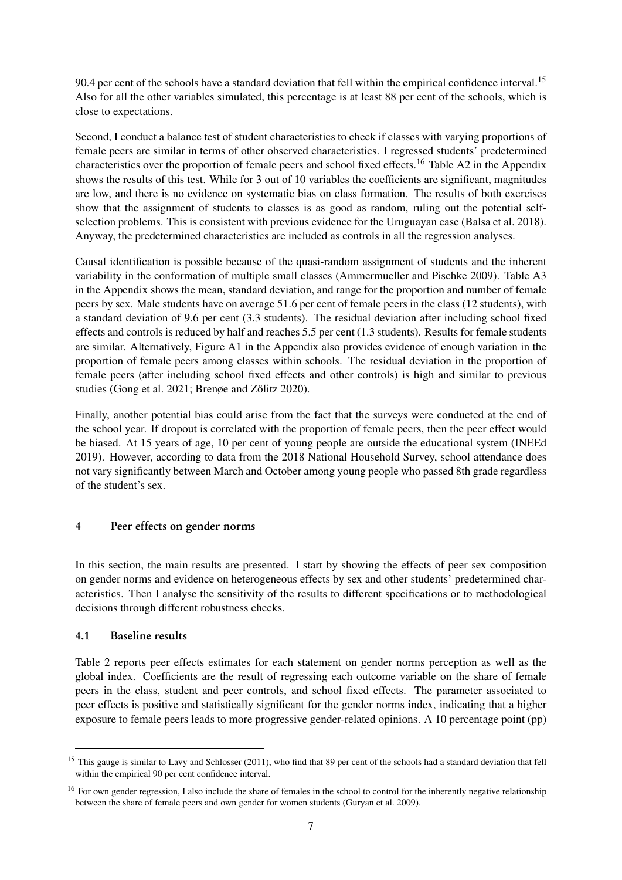90.4 per cent of the schools have a standard deviation that fell within the empirical confidence interval.[15] Also for all the other variables simulated, this percentage is at least 88 per cent of the schools, which is close to expectations.

Second, I conduct a balance test of student characteristics to check if classes with varying proportions of female peers are similar in terms of other observed characteristics. I regressed students' predetermined characteristics over the proportion of female peers and school fixed effects.[16] Table A2 in the Appendix shows the results of this test. While for 3 out of 10 variables the coefficients are significant, magnitudes are low, and there is no evidence on systematic bias on class formation. The results of both exercises show that the assignment of students to classes is as good as random, ruling out the potential self-selection problems. This is consistent with previous evidence for the Uruguayan case (Balsa et al. 2018). Anyway, the predetermined characteristics are included as controls in all the regression analyses.

Causal identification is possible because of the quasi-random assignment of students and the inherent variability in the conformation of multiple small classes (Ammermueller and Pischke 2009). Table A3 in the Appendix shows the mean, standard deviation, and range for the proportion and number of female peers by sex. Male students have on average 51.6 per cent of female peers in the class (12 students), with a standard deviation of 9.6 per cent (3.3 students). The residual deviation after including school fixed effects and controls is reduced by half and reaches 5.5 per cent (1.3 students). Results for female students are similar. Alternatively, Figure A1 in the Appendix also provides evidence of enough variation in the proportion of female peers among classes within schools. The residual deviation in the proportion of female peers (after including school fixed effects and other controls) is high and similar to previous studies (Gong et al. 2021; Brenøe and Zölitz 2020).

Finally, another potential bias could arise from the fact that the surveys were conducted at the end of the school year. If dropout is correlated with the proportion of female peers, then the peer effect would be biased. At 15 years of age, 10 per cent of young people are outside the educational system (INEEd 2019). However, according to data from the 2018 National Household Survey, school attendance does not vary significantly between March and October among young people who passed 8th grade regardless of the student's sex.

## 4 Peer effects on gender norms

In this section, the main results are presented. I start by showing the effects of peer sex composition on gender norms and evidence on heterogeneous effects by sex and other students' predetermined characteristics. Then I analyse the sensitivity of the results to different specifications or to methodological decisions through different robustness checks.

### 4.1 Baseline results

Table 2 reports peer effects estimates for each statement on gender norms perception as well as the global index. Coefficients are the result of regressing each outcome variable on the share of female peers in the class, student and peer controls, and school fixed effects. The parameter associated to peer effects is positive and statistically significant for the gender norms index, indicating that a higher exposure to female peers leads to more progressive gender-related opinions. A 10 percentage point (pp)

---

[15] This gauge is similar to Lavy and Schlosser (2011), who find that 89 per cent of the schools had a standard deviation that fell within the empirical 90 per cent confidence interval.

[16] For own gender regression, I also include the share of females in the school to control for the inherently negative relationship between the share of female peers and own gender for women students (Guryan et al. 2009).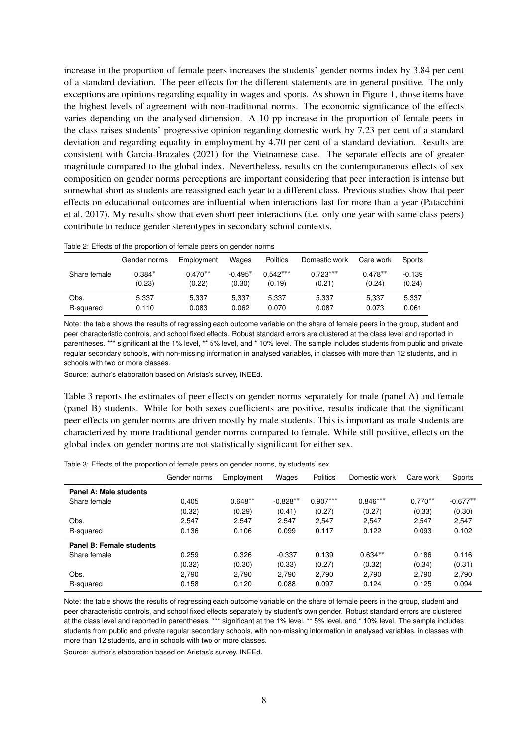increase in the proportion of female peers increases the students' gender norms index by 3.84 per cent of a standard deviation. The peer effects for the different statements are in general positive. The only exceptions are opinions regarding equality in wages and sports. As shown in Figure 1, those items have the highest levels of agreement with non-traditional norms. The economic significance of the effects varies depending on the analysed dimension. A 10 pp increase in the proportion of female peers in the class raises students' progressive opinion regarding domestic work by 7.23 per cent of a standard deviation and regarding equality in employment by 4.70 per cent of a standard deviation. Results are consistent with Garcia-Brazales (2021) for the Vietnamese case. The separate effects are of greater magnitude compared to the global index. Nevertheless, results on the contemporaneous effects of sex composition on gender norms perceptions are important considering that peer interaction is intense but somewhat short as students are reassigned each year to a different class. Previous studies show that peer effects on educational outcomes are influential when interactions last for more than a year (Patacchini et al. 2017). My results show that even short peer interactions (i.e. only one year with same class peers) contribute to reduce gender stereotypes in secondary school contexts.

Table 2: Effects of the proportion of female peers on gender norms

| | Gender norms | Employment | Wages | Politics | Domestic work | Care work | Sports |
|---|---|---|---|---|---|---|---|
| Share female | 0.384* | 0.470** | -0.495* | 0.542*** | 0.723*** | 0.478** | -0.139 |
| | (0.23) | (0.22) | (0.30) | (0.19) | (0.21) | (0.24) | (0.24) |
| Obs. | 5,337 | 5,337 | 5,337 | 5,337 | 5,337 | 5,337 | 5,337 |
| R-squared | 0.110 | 0.083 | 0.062 | 0.070 | 0.087 | 0.073 | 0.061 |

Note: the table shows the results of regressing each outcome variable on the share of female peers in the group, student and peer characteristic controls, and school fixed effects. Robust standard errors are clustered at the class level and reported in parentheses. *** significant at the 1% level, ** 5% level, and * 10% level. The sample includes students from public and private regular secondary schools, with non-missing information in analysed variables, in classes with more than 12 students, and in schools with two or more classes.

Source: author's elaboration based on Aristas's survey, INEEd.

Table 3 reports the estimates of peer effects on gender norms separately for male (panel A) and female (panel B) students. While for both sexes coefficients are positive, results indicate that the significant peer effects on gender norms are driven mostly by male students. This is important as male students are characterized by more traditional gender norms compared to female. While still positive, effects on the global index on gender norms are not statistically significant for either sex.

Table 3: Effects of the proportion of female peers on gender norms, by students' sex

| | Gender norms | Employment | Wages | Politics | Domestic work | Care work | Sports |
|---|---|---|---|---|---|---|---|
| **Panel A: Male students** | | | | | | | |
| Share female | 0.405 | 0.648** | -0.828** | 0.907*** | 0.846*** | 0.770** | -0.677** |
| | (0.32) | (0.29) | (0.41) | (0.27) | (0.27) | (0.33) | (0.30) |
| Obs. | 2,547 | 2,547 | 2,547 | 2,547 | 2,547 | 2,547 | 2,547 |
| R-squared | 0.136 | 0.106 | 0.099 | 0.117 | 0.122 | 0.093 | 0.102 |
| **Panel B: Female students** | | | | | | | |
| Share female | 0.259 | 0.326 | -0.337 | 0.139 | 0.634** | 0.186 | 0.116 |
| | (0.32) | (0.30) | (0.33) | (0.27) | (0.32) | (0.34) | (0.31) |
| Obs. | 2,790 | 2,790 | 2,790 | 2,790 | 2,790 | 2,790 | 2,790 |
| R-squared | 0.158 | 0.120 | 0.088 | 0.097 | 0.124 | 0.125 | 0.094 |

Note: the table shows the results of regressing each outcome variable on the share of female peers in the group, student and peer characteristic controls, and school fixed effects separately by student's own gender. Robust standard errors are clustered at the class level and reported in parentheses. *** significant at the 1% level, ** 5% level, and * 10% level. The sample includes students from public and private regular secondary schools, with non-missing information in analysed variables, in classes with more than 12 students, and in schools with two or more classes.

Source: author's elaboration based on Aristas's survey, INEEd.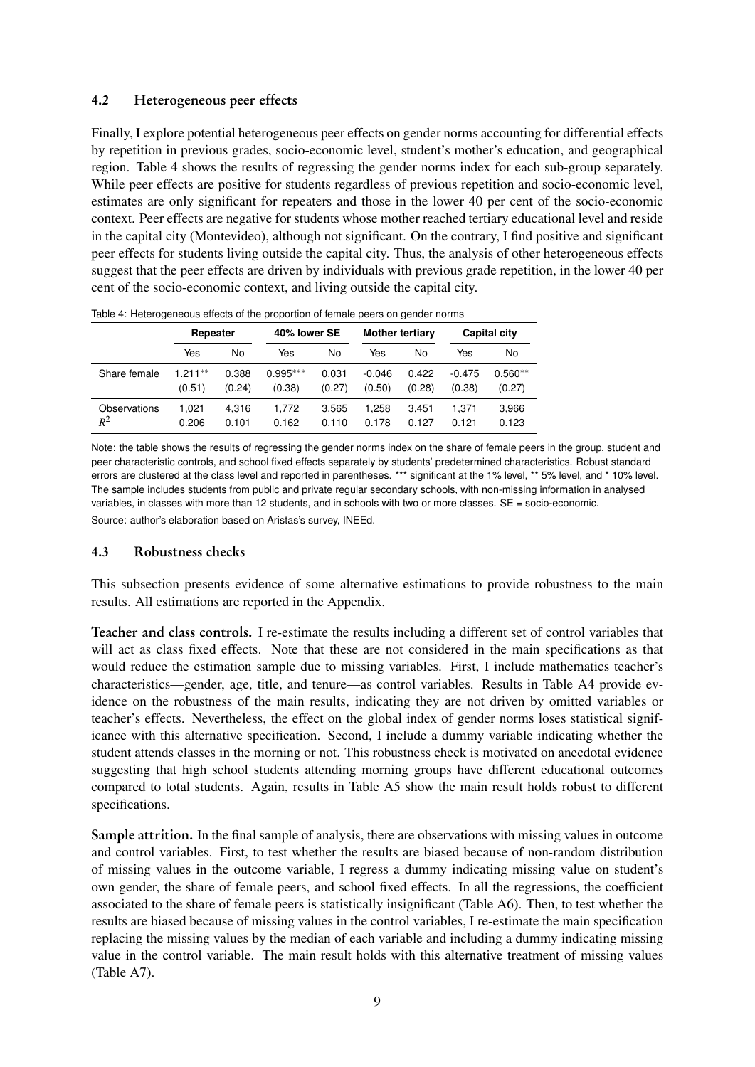### 4.2 Heterogeneous peer effects

Finally, I explore potential heterogeneous peer effects on gender norms accounting for differential effects by repetition in previous grades, socio-economic level, student's mother's education, and geographical region. Table 4 shows the results of regressing the gender norms index for each sub-group separately. While peer effects are positive for students regardless of previous repetition and socio-economic level, estimates are only significant for repeaters and those in the lower 40 per cent of the socio-economic context. Peer effects are negative for students whose mother reached tertiary educational level and reside in the capital city (Montevideo), although not significant. On the contrary, I find positive and significant peer effects for students living outside the capital city. Thus, the analysis of other heterogeneous effects suggest that the peer effects are driven by individuals with previous grade repetition, in the lower 40 per cent of the socio-economic context, and living outside the capital city.

Table 4: Heterogeneous effects of the proportion of female peers on gender norms

| | Repeater | | 40% lower SE | | Mother tertiary | | Capital city | |
|---|---|---|---|---|---|---|---|---|
| | Yes | No | Yes | No | Yes | No | Yes | No |
| Share female | 1.211** | 0.388 | 0.995*** | 0.031 | -0.046 | 0.422 | -0.475 | 0.560** |
| | (0.51) | (0.24) | (0.38) | (0.27) | (0.50) | (0.28) | (0.38) | (0.27) |
| Observations | 1,021 | 4,316 | 1,772 | 3,565 | 1,258 | 3,451 | 1,371 | 3,966 |
| $R^2$ | 0.206 | 0.101 | 0.162 | 0.110 | 0.178 | 0.127 | 0.121 | 0.123 |

Note: the table shows the results of regressing the gender norms index on the share of female peers in the group, student and peer characteristic controls, and school fixed effects separately by students' predetermined characteristics. Robust standard errors are clustered at the class level and reported in parentheses. *** significant at the 1% level, ** 5% level, and * 10% level. The sample includes students from public and private regular secondary schools, with non-missing information in analysed variables, in classes with more than 12 students, and in schools with two or more classes. SE = socio-economic.

Source: author's elaboration based on Aristas's survey, INEEd.

### 4.3 Robustness checks

This subsection presents evidence of some alternative estimations to provide robustness to the main results. All estimations are reported in the Appendix.

**Teacher and class controls.** I re-estimate the results including a different set of control variables that will act as class fixed effects. Note that these are not considered in the main specifications as that would reduce the estimation sample due to missing variables. First, I include mathematics teacher's characteristics—gender, age, title, and tenure—as control variables. Results in Table A4 provide evidence on the robustness of the main results, indicating they are not driven by omitted variables or teacher's effects. Nevertheless, the effect on the global index of gender norms loses statistical significance with this alternative specification. Second, I include a dummy variable indicating whether the student attends classes in the morning or not. This robustness check is motivated on anecdotal evidence suggesting that high school students attending morning groups have different educational outcomes compared to total students. Again, results in Table A5 show the main result holds robust to different specifications.

**Sample attrition.** In the final sample of analysis, there are observations with missing values in outcome and control variables. First, to test whether the results are biased because of non-random distribution of missing values in the outcome variable, I regress a dummy indicating missing value on student's own gender, the share of female peers, and school fixed effects. In all the regressions, the coefficient associated to the share of female peers is statistically insignificant (Table A6). Then, to test whether the results are biased because of missing values in the control variables, I re-estimate the main specification replacing the missing values by the median of each variable and including a dummy indicating missing value in the control variable. The main result holds with this alternative treatment of missing values (Table A7).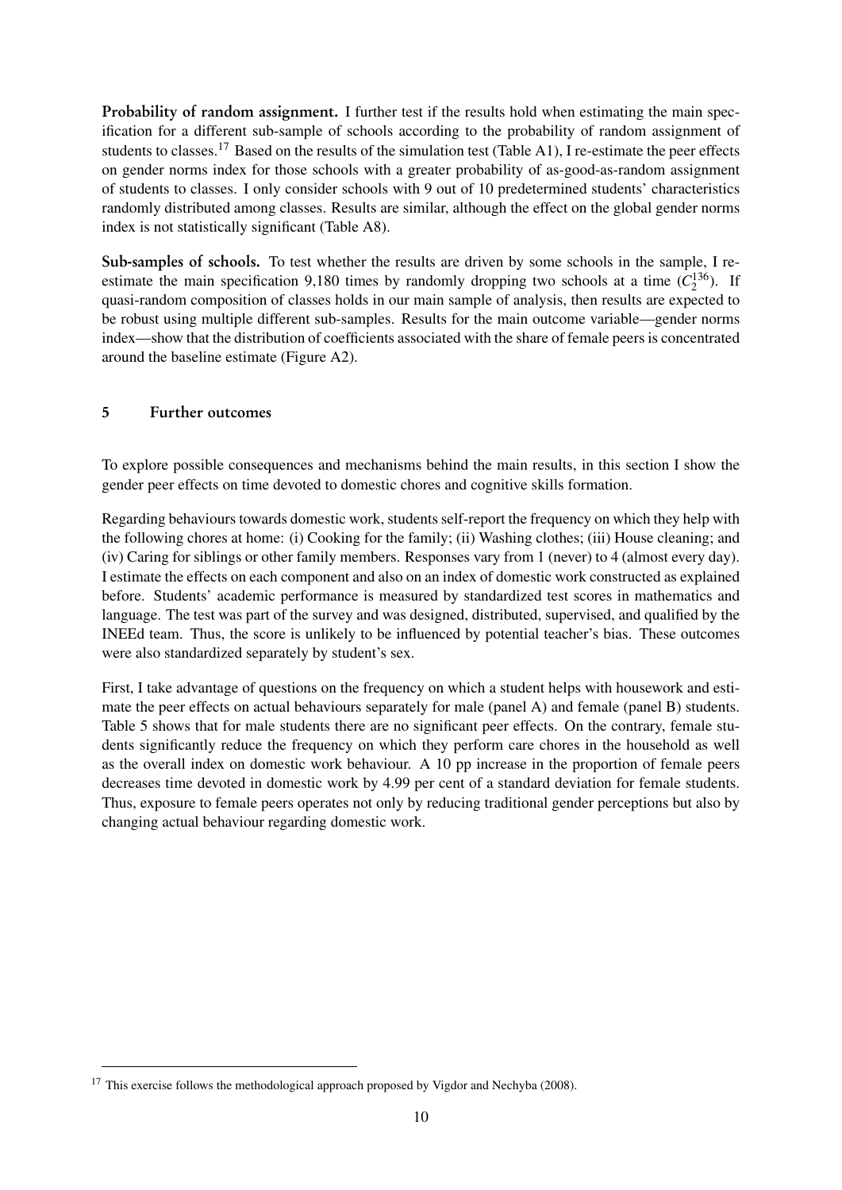**Probability of random assignment.** I further test if the results hold when estimating the main specification for a different sub-sample of schools according to the probability of random assignment of students to classes.[17] Based on the results of the simulation test (Table A1), I re-estimate the peer effects on gender norms index for those schools with a greater probability of as-good-as-random assignment of students to classes. I only consider schools with 9 out of 10 predetermined students' characteristics randomly distributed among classes. Results are similar, although the effect on the global gender norms index is not statistically significant (Table A8).

**Sub-samples of schools.** To test whether the results are driven by some schools in the sample, I re-estimate the main specification 9,180 times by randomly dropping two schools at a time ($C_2^{136}$). If quasi-random composition of classes holds in our main sample of analysis, then results are expected to be robust using multiple different sub-samples. Results for the main outcome variable—gender norms index—show that the distribution of coefficients associated with the share of female peers is concentrated around the baseline estimate (Figure A2).

## 5 Further outcomes

To explore possible consequences and mechanisms behind the main results, in this section I show the gender peer effects on time devoted to domestic chores and cognitive skills formation.

Regarding behaviours towards domestic work, students self-report the frequency on which they help with the following chores at home: (i) Cooking for the family; (ii) Washing clothes; (iii) House cleaning; and (iv) Caring for siblings or other family members. Responses vary from 1 (never) to 4 (almost every day). I estimate the effects on each component and also on an index of domestic work constructed as explained before. Students' academic performance is measured by standardized test scores in mathematics and language. The test was part of the survey and was designed, distributed, supervised, and qualified by the INEEd team. Thus, the score is unlikely to be influenced by potential teacher's bias. These outcomes were also standardized separately by student's sex.

First, I take advantage of questions on the frequency on which a student helps with housework and estimate the peer effects on actual behaviours separately for male (panel A) and female (panel B) students. Table 5 shows that for male students there are no significant peer effects. On the contrary, female students significantly reduce the frequency on which they perform care chores in the household as well as the overall index on domestic work behaviour. A 10 pp increase in the proportion of female peers decreases time devoted in domestic work by 4.99 per cent of a standard deviation for female students. Thus, exposure to female peers operates not only by reducing traditional gender perceptions but also by changing actual behaviour regarding domestic work.

[17] This exercise follows the methodological approach proposed by Vigdor and Nechyba (2008).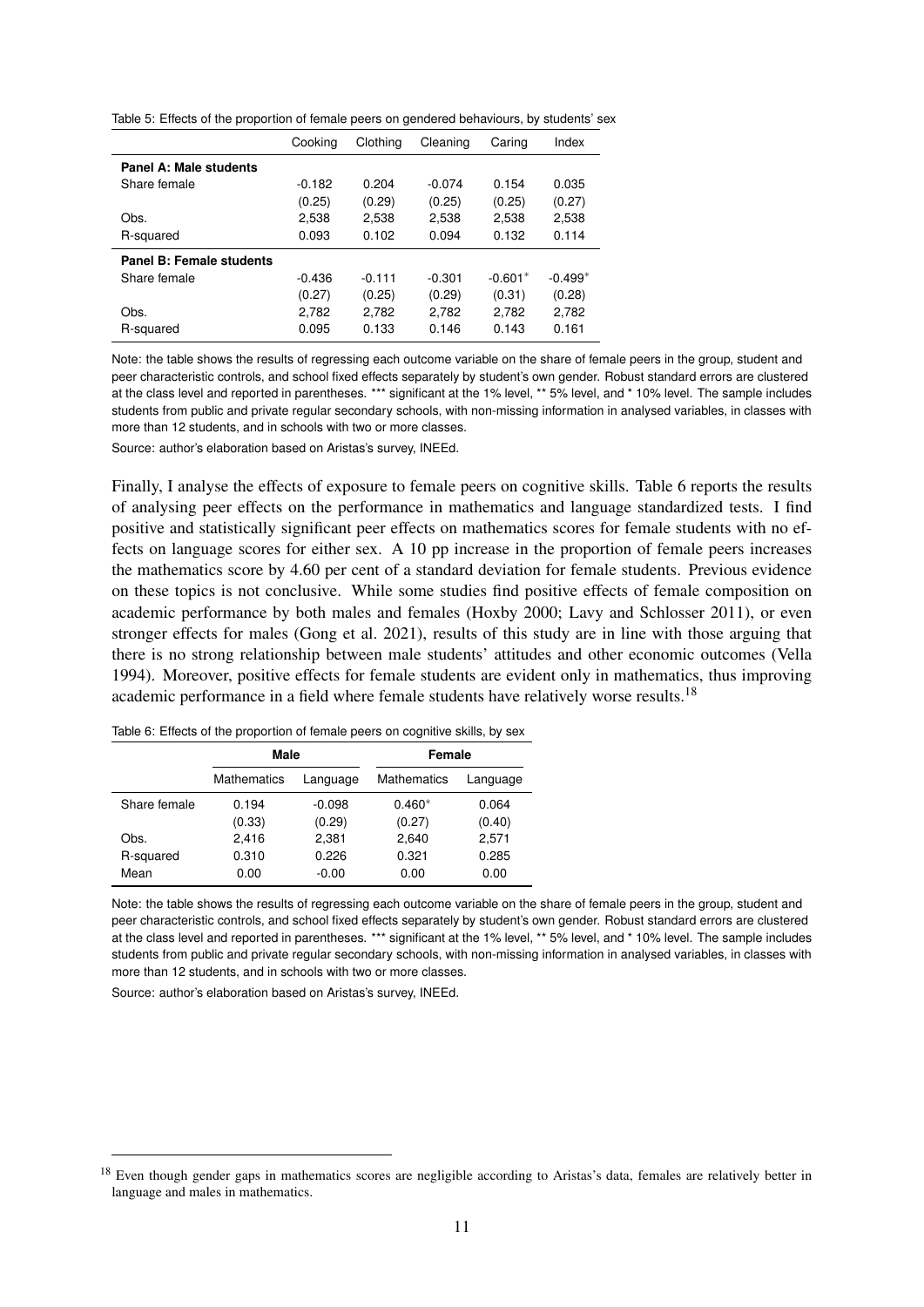Table 5: Effects of the proportion of female peers on gendered behaviours, by students' sex

| | Cooking | Clothing | Cleaning | Caring | Index |
|---|---|---|---|---|---|
| **Panel A: Male students** | | | | | |
| Share female | -0.182 | 0.204 | -0.074 | 0.154 | 0.035 |
| | (0.25) | (0.29) | (0.25) | (0.25) | (0.27) |
| Obs. | 2,538 | 2,538 | 2,538 | 2,538 | 2,538 |
| R-squared | 0.093 | 0.102 | 0.094 | 0.132 | 0.114 |
| **Panel B: Female students** | | | | | |
| Share female | -0.436 | -0.111 | -0.301 | -0.601* | -0.499* |
| | (0.27) | (0.25) | (0.29) | (0.31) | (0.28) |
| Obs. | 2,782 | 2,782 | 2,782 | 2,782 | 2,782 |
| R-squared | 0.095 | 0.133 | 0.146 | 0.143 | 0.161 |

Note: the table shows the results of regressing each outcome variable on the share of female peers in the group, student and peer characteristic controls, and school fixed effects separately by student's own gender. Robust standard errors are clustered at the class level and reported in parentheses. *** significant at the 1% level, ** 5% level, and * 10% level. The sample includes students from public and private regular secondary schools, with non-missing information in analysed variables, in classes with more than 12 students, and in schools with two or more classes.

Source: author's elaboration based on Aristas's survey, INEEd.

Finally, I analyse the effects of exposure to female peers on cognitive skills. Table 6 reports the results of analysing peer effects on the performance in mathematics and language standardized tests. I find positive and statistically significant peer effects on mathematics scores for female students with no effects on language scores for either sex. A 10 pp increase in the proportion of female peers increases the mathematics score by 4.60 per cent of a standard deviation for female students. Previous evidence on these topics is not conclusive. While some studies find positive effects of female composition on academic performance by both males and females (Hoxby 2000; Lavy and Schlosser 2011), or even stronger effects for males (Gong et al. 2021), results of this study are in line with those arguing that there is no strong relationship between male students' attitudes and other economic outcomes (Vella 1994). Moreover, positive effects for female students are evident only in mathematics, thus improving academic performance in a field where female students have relatively worse results.[18]

Table 6: Effects of the proportion of female peers on cognitive skills, by sex

| | **Male** | | **Female** | |
|---|---|---|---|---|
| | Mathematics | Language | Mathematics | Language |
| Share female | 0.194 | -0.098 | 0.460* | 0.064 |
| | (0.33) | (0.29) | (0.27) | (0.40) |
| Obs. | 2,416 | 2,381 | 2,640 | 2,571 |
| R-squared | 0.310 | 0.226 | 0.321 | 0.285 |
| Mean | 0.00 | -0.00 | 0.00 | 0.00 |

Note: the table shows the results of regressing each outcome variable on the share of female peers in the group, student and peer characteristic controls, and school fixed effects separately by student's own gender. Robust standard errors are clustered at the class level and reported in parentheses. *** significant at the 1% level, ** 5% level, and * 10% level. The sample includes students from public and private regular secondary schools, with non-missing information in analysed variables, in classes with more than 12 students, and in schools with two or more classes.

Source: author's elaboration based on Aristas's survey, INEEd.

[18] Even though gender gaps in mathematics scores are negligible according to Aristas's data, females are relatively better in language and males in mathematics.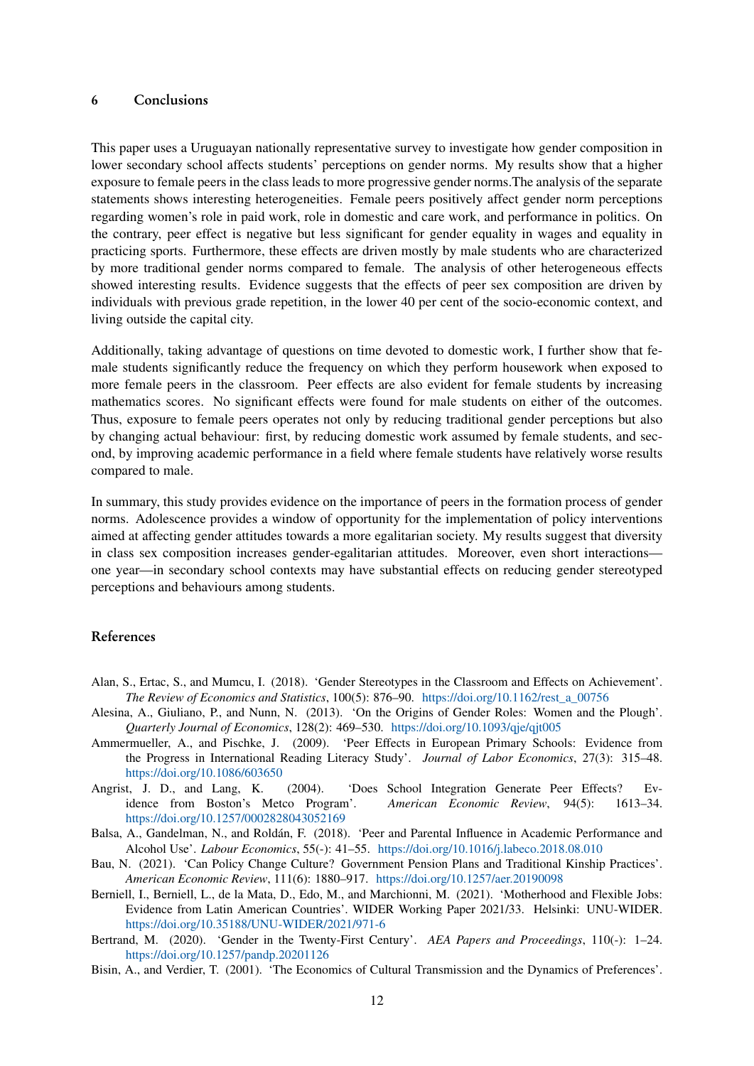## 6 Conclusions

This paper uses a Uruguayan nationally representative survey to investigate how gender composition in lower secondary school affects students' perceptions on gender norms. My results show that a higher exposure to female peers in the class leads to more progressive gender norms.The analysis of the separate statements shows interesting heterogeneities. Female peers positively affect gender norm perceptions regarding women's role in paid work, role in domestic and care work, and performance in politics. On the contrary, peer effect is negative but less significant for gender equality in wages and equality in practicing sports. Furthermore, these effects are driven mostly by male students who are characterized by more traditional gender norms compared to female. The analysis of other heterogeneous effects showed interesting results. Evidence suggests that the effects of peer sex composition are driven by individuals with previous grade repetition, in the lower 40 per cent of the socio-economic context, and living outside the capital city.

Additionally, taking advantage of questions on time devoted to domestic work, I further show that female students significantly reduce the frequency on which they perform housework when exposed to more female peers in the classroom. Peer effects are also evident for female students by increasing mathematics scores. No significant effects were found for male students on either of the outcomes. Thus, exposure to female peers operates not only by reducing traditional gender perceptions but also by changing actual behaviour: first, by reducing domestic work assumed by female students, and second, by improving academic performance in a field where female students have relatively worse results compared to male.

In summary, this study provides evidence on the importance of peers in the formation process of gender norms. Adolescence provides a window of opportunity for the implementation of policy interventions aimed at affecting gender attitudes towards a more egalitarian society. My results suggest that diversity in class sex composition increases gender-egalitarian attitudes. Moreover, even short interactions—one year—in secondary school contexts may have substantial effects on reducing gender stereotyped perceptions and behaviours among students.

## References

Alan, S., Ertac, S., and Mumcu, I. (2018). 'Gender Stereotypes in the Classroom and Effects on Achievement'. *The Review of Economics and Statistics*, 100(5): 876–90. https://doi.org/10.1162/rest_a_00756

Alesina, A., Giuliano, P., and Nunn, N. (2013). 'On the Origins of Gender Roles: Women and the Plough'. *Quarterly Journal of Economics*, 128(2): 469–530. https://doi.org/10.1093/qje/qjt005

Ammermueller, A., and Pischke, J. (2009). 'Peer Effects in European Primary Schools: Evidence from the Progress in International Reading Literacy Study'. *Journal of Labor Economics*, 27(3): 315–48. https://doi.org/10.1086/603650

Angrist, J. D., and Lang, K. (2004). 'Does School Integration Generate Peer Effects? Evidence from Boston's Metco Program'. *American Economic Review*, 94(5): 1613–34. https://doi.org/10.1257/0002828043052169

Balsa, A., Gandelman, N., and Roldán, F. (2018). 'Peer and Parental Influence in Academic Performance and Alcohol Use'. *Labour Economics*, 55(-): 41–55. https://doi.org/10.1016/j.labeco.2018.08.010

Bau, N. (2021). 'Can Policy Change Culture? Government Pension Plans and Traditional Kinship Practices'. *American Economic Review*, 111(6): 1880–917. https://doi.org/10.1257/aer.20190098

Berniell, I., Berniell, L., de la Mata, D., Edo, M., and Marchionni, M. (2021). 'Motherhood and Flexible Jobs: Evidence from Latin American Countries'. WIDER Working Paper 2021/33. Helsinki: UNU-WIDER. https://doi.org/10.35188/UNU-WIDER/2021/971-6

Bertrand, M. (2020). 'Gender in the Twenty-First Century'. *AEA Papers and Proceedings*, 110(-): 1–24. https://doi.org/10.1257/pandp.20201126

Bisin, A., and Verdier, T. (2001). 'The Economics of Cultural Transmission and the Dynamics of Preferences'.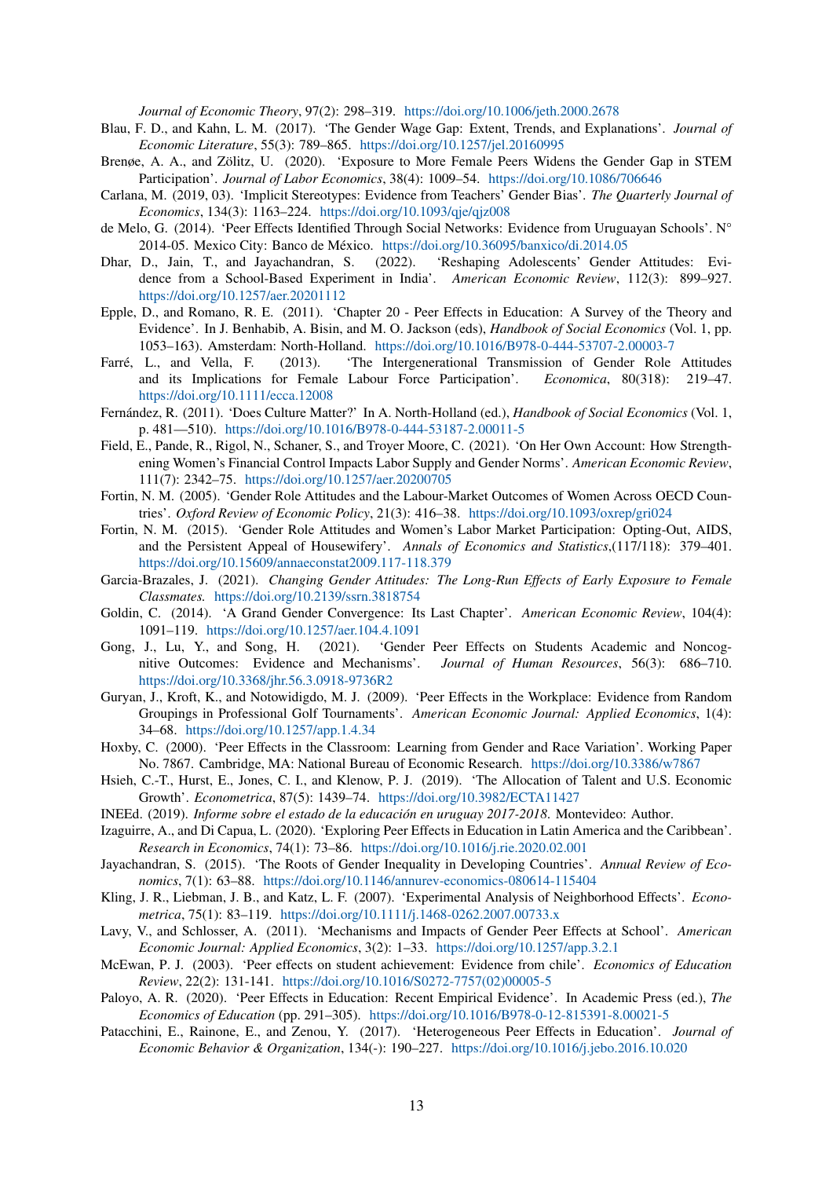*Journal of Economic Theory*, 97(2): 298–319. https://doi.org/10.1006/jeth.2000.2678

Blau, F. D., and Kahn, L. M. (2017). 'The Gender Wage Gap: Extent, Trends, and Explanations'. *Journal of Economic Literature*, 55(3): 789–865. https://doi.org/10.1257/jel.20160995

Brenøe, A. A., and Zölitz, U. (2020). 'Exposure to More Female Peers Widens the Gender Gap in STEM Participation'. *Journal of Labor Economics*, 38(4): 1009–54. https://doi.org/10.1086/706646

Carlana, M. (2019, 03). 'Implicit Stereotypes: Evidence from Teachers' Gender Bias'. *The Quarterly Journal of Economics*, 134(3): 1163–224. https://doi.org/10.1093/qje/qjz008

de Melo, G. (2014). 'Peer Effects Identified Through Social Networks: Evidence from Uruguayan Schools'. N° 2014-05. Mexico City: Banco de México. https://doi.org/10.36095/banxico/di.2014.05

Dhar, D., Jain, T., and Jayachandran, S. (2022). 'Reshaping Adolescents' Gender Attitudes: Evidence from a School-Based Experiment in India'. *American Economic Review*, 112(3): 899–927. https://doi.org/10.1257/aer.20201112

Epple, D., and Romano, R. E. (2011). 'Chapter 20 - Peer Effects in Education: A Survey of the Theory and Evidence'. In J. Benhabib, A. Bisin, and M. O. Jackson (eds), *Handbook of Social Economics* (Vol. 1, pp. 1053–163). Amsterdam: North-Holland. https://doi.org/10.1016/B978-0-444-53707-2.00003-7

Farré, L., and Vella, F. (2013). 'The Intergenerational Transmission of Gender Role Attitudes and its Implications for Female Labour Force Participation'. *Economica*, 80(318): 219–47. https://doi.org/10.1111/ecca.12008

Fernández, R. (2011). 'Does Culture Matter?' In A. North-Holland (ed.), *Handbook of Social Economics* (Vol. 1, p. 481—510). https://doi.org/10.1016/B978-0-444-53187-2.00011-5

Field, E., Pande, R., Rigol, N., Schaner, S., and Troyer Moore, C. (2021). 'On Her Own Account: How Strengthening Women's Financial Control Impacts Labor Supply and Gender Norms'. *American Economic Review*, 111(7): 2342–75. https://doi.org/10.1257/aer.20200705

Fortin, N. M. (2005). 'Gender Role Attitudes and the Labour-Market Outcomes of Women Across OECD Countries'. *Oxford Review of Economic Policy*, 21(3): 416–38. https://doi.org/10.1093/oxrep/gri024

Fortin, N. M. (2015). 'Gender Role Attitudes and Women's Labor Market Participation: Opting-Out, AIDS, and the Persistent Appeal of Housewifery'. *Annals of Economics and Statistics*,(117/118): 379–401. https://doi.org/10.15609/annaeconstat2009.117-118.379

Garcia-Brazales, J. (2021). *Changing Gender Attitudes: The Long-Run Effects of Early Exposure to Female Classmates.* https://doi.org/10.2139/ssrn.3818754

Goldin, C. (2014). 'A Grand Gender Convergence: Its Last Chapter'. *American Economic Review*, 104(4): 1091–119. https://doi.org/10.1257/aer.104.4.1091

Gong, J., Lu, Y., and Song, H. (2021). 'Gender Peer Effects on Students Academic and Noncognitive Outcomes: Evidence and Mechanisms'. *Journal of Human Resources*, 56(3): 686–710. https://doi.org/10.3368/jhr.56.3.0918-9736R2

Guryan, J., Kroft, K., and Notowidigdo, M. J. (2009). 'Peer Effects in the Workplace: Evidence from Random Groupings in Professional Golf Tournaments'. *American Economic Journal: Applied Economics*, 1(4): 34–68. https://doi.org/10.1257/app.1.4.34

Hoxby, C. (2000). 'Peer Effects in the Classroom: Learning from Gender and Race Variation'. Working Paper No. 7867. Cambridge, MA: National Bureau of Economic Research. https://doi.org/10.3386/w7867

Hsieh, C.-T., Hurst, E., Jones, C. I., and Klenow, P. J. (2019). 'The Allocation of Talent and U.S. Economic Growth'. *Econometrica*, 87(5): 1439–74. https://doi.org/10.3982/ECTA11427

INEEd. (2019). *Informe sobre el estado de la educación en uruguay 2017-2018*. Montevideo: Author.

Izaguirre, A., and Di Capua, L. (2020). 'Exploring Peer Effects in Education in Latin America and the Caribbean'. *Research in Economics*, 74(1): 73–86. https://doi.org/10.1016/j.rie.2020.02.001

Jayachandran, S. (2015). 'The Roots of Gender Inequality in Developing Countries'. *Annual Review of Economics*, 7(1): 63–88. https://doi.org/10.1146/annurev-economics-080614-115404

Kling, J. R., Liebman, J. B., and Katz, L. F. (2007). 'Experimental Analysis of Neighborhood Effects'. *Econometrica*, 75(1): 83–119. https://doi.org/10.1111/j.1468-0262.2007.00733.x

Lavy, V., and Schlosser, A. (2011). 'Mechanisms and Impacts of Gender Peer Effects at School'. *American Economic Journal: Applied Economics*, 3(2): 1–33. https://doi.org/10.1257/app.3.2.1

McEwan, P. J. (2003). 'Peer effects on student achievement: Evidence from chile'. *Economics of Education Review*, 22(2): 131-141. https://doi.org/10.1016/S0272-7757(02)00005-5

Paloyo, A. R. (2020). 'Peer Effects in Education: Recent Empirical Evidence'. In Academic Press (ed.), *The Economics of Education* (pp. 291–305). https://doi.org/10.1016/B978-0-12-815391-8.00021-5

Patacchini, E., Rainone, E., and Zenou, Y. (2017). 'Heterogeneous Peer Effects in Education'. *Journal of Economic Behavior & Organization*, 134(-): 190–227. https://doi.org/10.1016/j.jebo.2016.10.020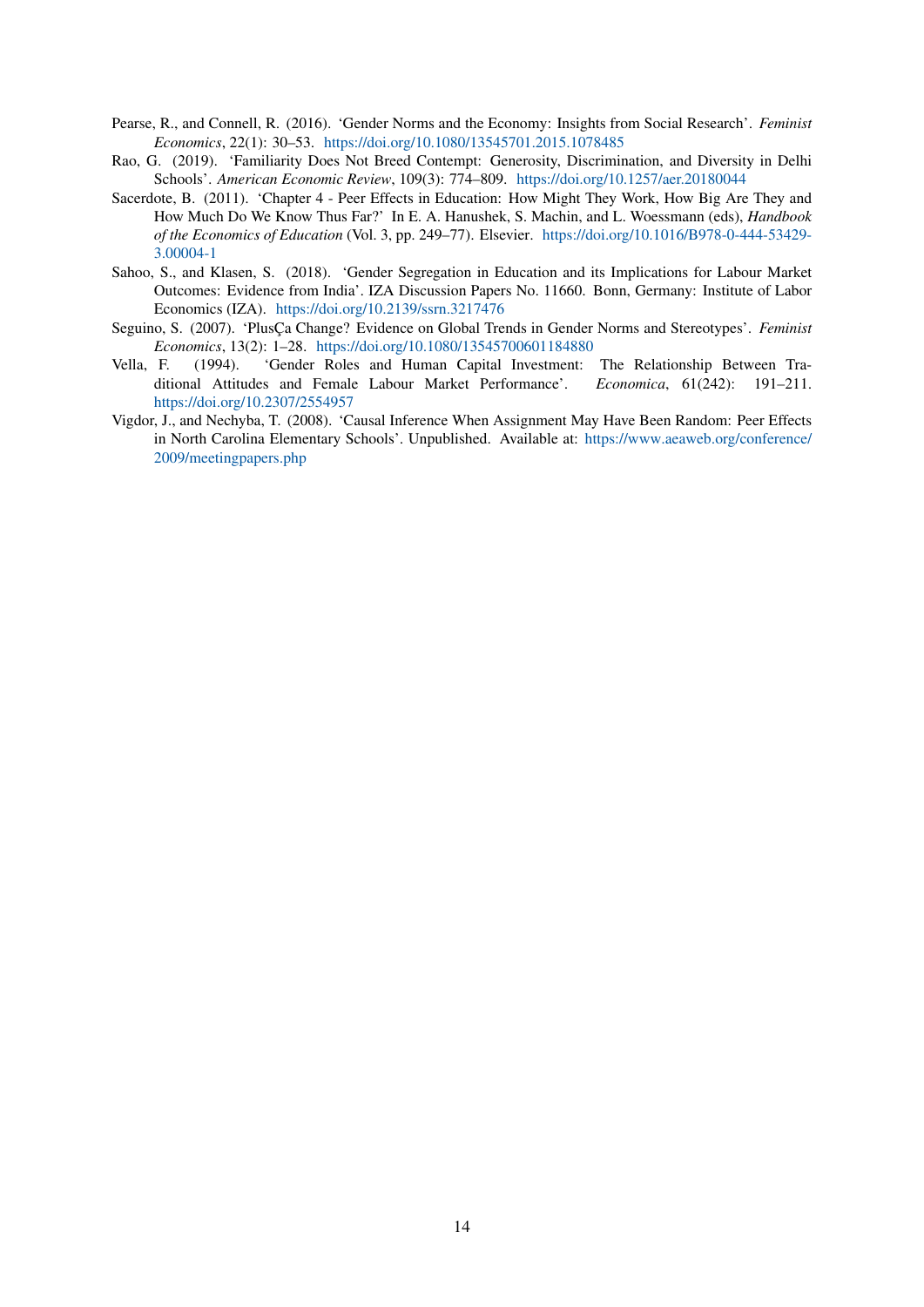Pearse, R., and Connell, R. (2016). 'Gender Norms and the Economy: Insights from Social Research'. *Feminist Economics*, 22(1): 30–53. https://doi.org/10.1080/13545701.2015.1078485

Rao, G. (2019). 'Familiarity Does Not Breed Contempt: Generosity, Discrimination, and Diversity in Delhi Schools'. *American Economic Review*, 109(3): 774–809. https://doi.org/10.1257/aer.20180044

Sacerdote, B. (2011). 'Chapter 4 - Peer Effects in Education: How Might They Work, How Big Are They and How Much Do We Know Thus Far?' In E. A. Hanushek, S. Machin, and L. Woessmann (eds), *Handbook of the Economics of Education* (Vol. 3, pp. 249–77). Elsevier. https://doi.org/10.1016/B978-0-444-53429-3.00004-1

Sahoo, S., and Klasen, S. (2018). 'Gender Segregation in Education and its Implications for Labour Market Outcomes: Evidence from India'. IZA Discussion Papers No. 11660. Bonn, Germany: Institute of Labor Economics (IZA). https://doi.org/10.2139/ssrn.3217476

Seguino, S. (2007). 'PlusÇa Change? Evidence on Global Trends in Gender Norms and Stereotypes'. *Feminist Economics*, 13(2): 1–28. https://doi.org/10.1080/13545700601184880

Vella, F. (1994). 'Gender Roles and Human Capital Investment: The Relationship Between Traditional Attitudes and Female Labour Market Performance'. *Economica*, 61(242): 191–211. https://doi.org/10.2307/2554957

Vigdor, J., and Nechyba, T. (2008). 'Causal Inference When Assignment May Have Been Random: Peer Effects in North Carolina Elementary Schools'. Unpublished. Available at: https://www.aeaweb.org/conference/2009/meetingpapers.php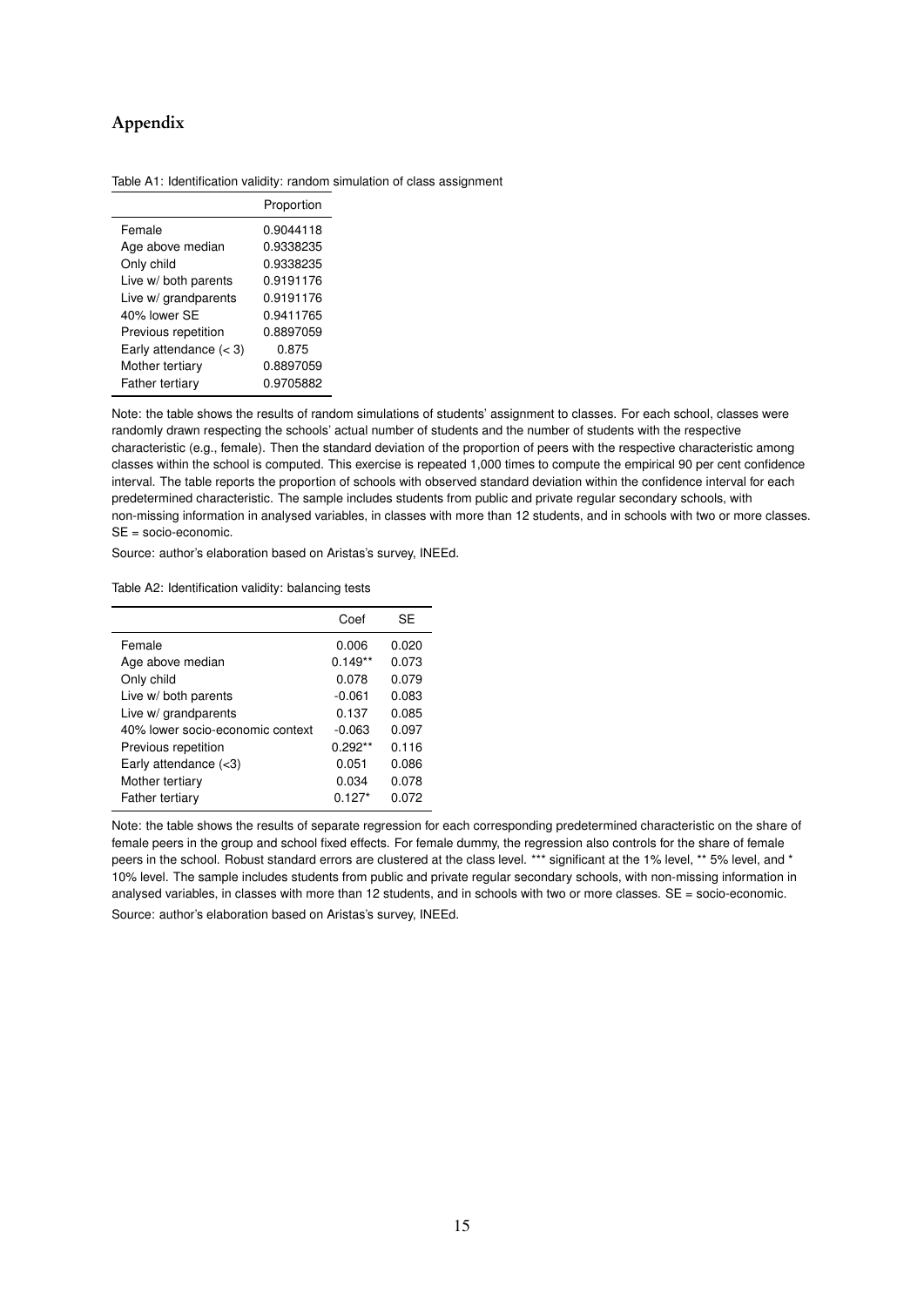# Appendix

Table A1: Identification validity: random simulation of class assignment

| | Proportion |
|---|---|
| Female | 0.9044118 |
| Age above median | 0.9338235 |
| Only child | 0.9338235 |
| Live w/ both parents | 0.9191176 |
| Live w/ grandparents | 0.9191176 |
| 40% lower SE | 0.9411765 |
| Previous repetition | 0.8897059 |
| Early attendance ($< 3$) | 0.875 |
| Mother tertiary | 0.8897059 |
| Father tertiary | 0.9705882 |

Note: the table shows the results of random simulations of students' assignment to classes. For each school, classes were randomly drawn respecting the schools' actual number of students and the number of students with the respective characteristic (e.g., female). Then the standard deviation of the proportion of peers with the respective characteristic among classes within the school is computed. This exercise is repeated 1,000 times to compute the empirical 90 per cent confidence interval. The table reports the proportion of schools with observed standard deviation within the confidence interval for each predetermined characteristic. The sample includes students from public and private regular secondary schools, with non-missing information in analysed variables, in classes with more than 12 students, and in schools with two or more classes. SE = socio-economic.

Source: author's elaboration based on Aristas's survey, INEEd.

Table A2: Identification validity: balancing tests

| | Coef | SE |
|---|---|---|
| Female | 0.006 | 0.020 |
| Age above median | 0.149** | 0.073 |
| Only child | 0.078 | 0.079 |
| Live w/ both parents | -0.061 | 0.083 |
| Live w/ grandparents | 0.137 | 0.085 |
| 40% lower socio-economic context | -0.063 | 0.097 |
| Previous repetition | 0.292** | 0.116 |
| Early attendance (<3) | 0.051 | 0.086 |
| Mother tertiary | 0.034 | 0.078 |
| Father tertiary | 0.127* | 0.072 |

Note: the table shows the results of separate regression for each corresponding predetermined characteristic on the share of female peers in the group and school fixed effects. For female dummy, the regression also controls for the share of female peers in the school. Robust standard errors are clustered at the class level. *** significant at the 1% level, ** 5% level, and * 10% level. The sample includes students from public and private regular secondary schools, with non-missing information in analysed variables, in classes with more than 12 students, and in schools with two or more classes. SE = socio-economic.

Source: author's elaboration based on Aristas's survey, INEEd.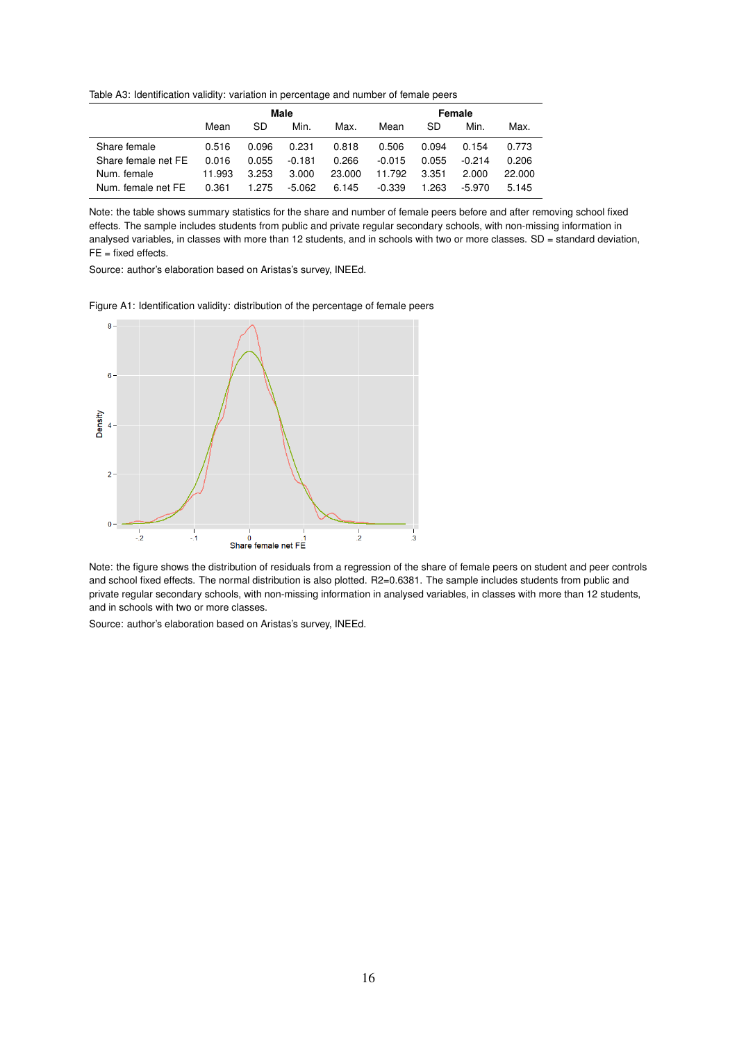Table A3: Identification validity: variation in percentage and number of female peers

| | Male | | | | Female | | | |
|---|---|---|---|---|---|---|---|---|
| | Mean | SD | Min. | Max. | Mean | SD | Min. | Max. |
| Share female | 0.516 | 0.096 | 0.231 | 0.818 | 0.506 | 0.094 | 0.154 | 0.773 |
| Share female net FE | 0.016 | 0.055 | -0.181 | 0.266 | -0.015 | 0.055 | -0.214 | 0.206 |
| Num. female | 11.993 | 3.253 | 3.000 | 23.000 | 11.792 | 3.351 | 2.000 | 22.000 |
| Num. female net FE | 0.361 | 1.275 | -5.062 | 6.145 | -0.339 | 1.263 | -5.970 | 5.145 |

Note: the table shows summary statistics for the share and number of female peers before and after removing school fixed effects. The sample includes students from public and private regular secondary schools, with non-missing information in analysed variables, in classes with more than 12 students, and in schools with two or more classes. SD = standard deviation, FE = fixed effects.

Source: author's elaboration based on Aristas's survey, INEEd.

Figure A1: Identification validity: distribution of the percentage of female peers

Note: the figure shows the distribution of residuals from a regression of the share of female peers on student and peer controls and school fixed effects. The normal distribution is also plotted. R2=0.6381. The sample includes students from public and private regular secondary schools, with non-missing information in analysed variables, in classes with more than 12 students, and in schools with two or more classes.

Source: author's elaboration based on Aristas's survey, INEEd.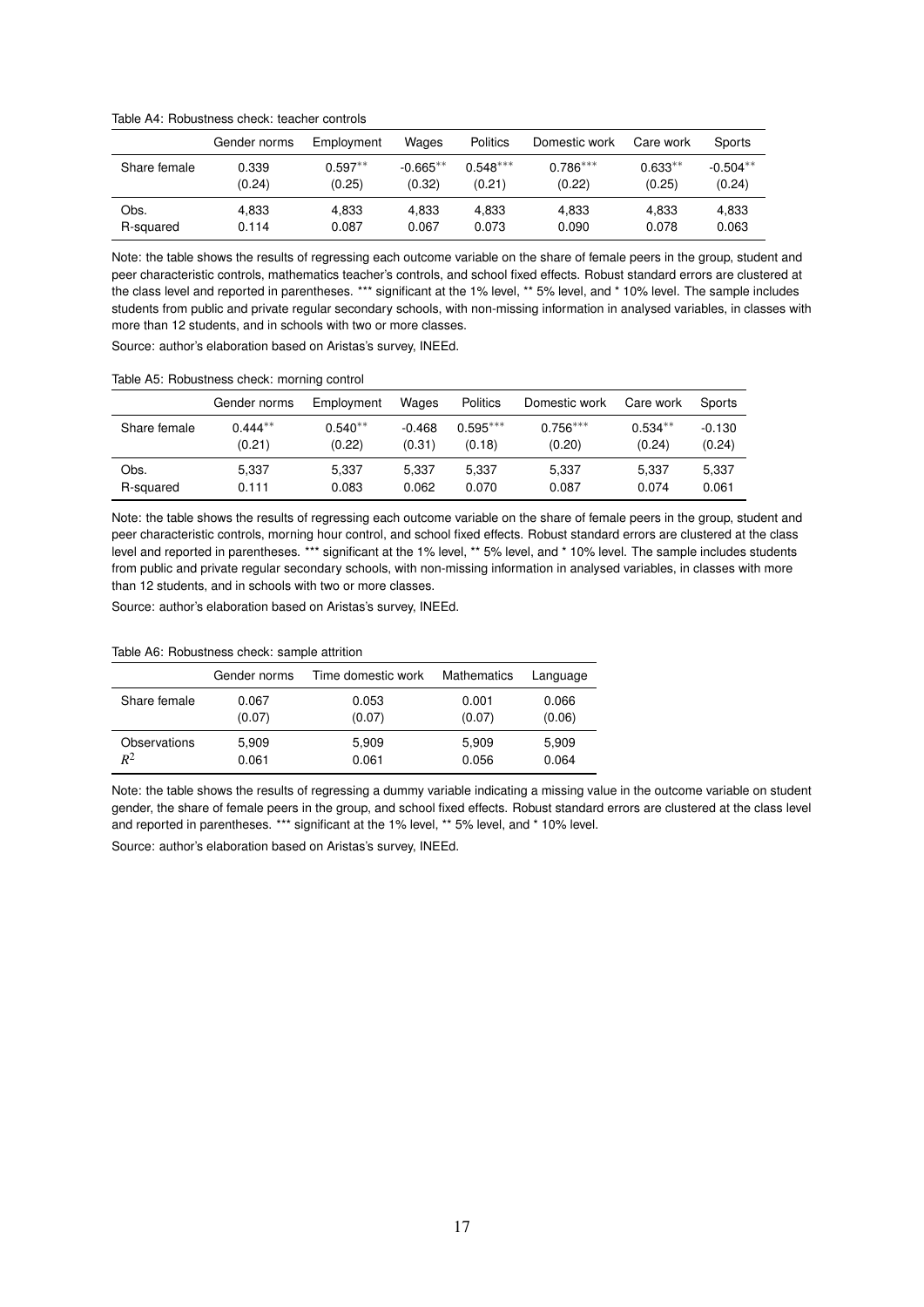Table A4: Robustness check: teacher controls

| | Gender norms | Employment | Wages | Politics | Domestic work | Care work | Sports |
|---|---|---|---|---|---|---|---|
| Share female | 0.339 | 0.597** | -0.665** | 0.548*** | 0.786*** | 0.633** | -0.504** |
| | (0.24) | (0.25) | (0.32) | (0.21) | (0.22) | (0.25) | (0.24) |
| Obs. | 4,833 | 4,833 | 4,833 | 4,833 | 4,833 | 4,833 | 4,833 |
| R-squared | 0.114 | 0.087 | 0.067 | 0.073 | 0.090 | 0.078 | 0.063 |

Note: the table shows the results of regressing each outcome variable on the share of female peers in the group, student and peer characteristic controls, mathematics teacher's controls, and school fixed effects. Robust standard errors are clustered at the class level and reported in parentheses. *** significant at the 1% level, ** 5% level, and * 10% level. The sample includes students from public and private regular secondary schools, with non-missing information in analysed variables, in classes with more than 12 students, and in schools with two or more classes.

Source: author's elaboration based on Aristas's survey, INEEd.

Table A5: Robustness check: morning control

| | Gender norms | Employment | Wages | Politics | Domestic work | Care work | Sports |
|---|---|---|---|---|---|---|---|
| Share female | 0.444** | 0.540** | -0.468 | 0.595*** | 0.756*** | 0.534** | -0.130 |
| | (0.21) | (0.22) | (0.31) | (0.18) | (0.20) | (0.24) | (0.24) |
| Obs. | 5,337 | 5,337 | 5,337 | 5,337 | 5,337 | 5,337 | 5,337 |
| R-squared | 0.111 | 0.083 | 0.062 | 0.070 | 0.087 | 0.074 | 0.061 |

Note: the table shows the results of regressing each outcome variable on the share of female peers in the group, student and peer characteristic controls, morning hour control, and school fixed effects. Robust standard errors are clustered at the class level and reported in parentheses. *** significant at the 1% level, ** 5% level, and * 10% level. The sample includes students from public and private regular secondary schools, with non-missing information in analysed variables, in classes with more than 12 students, and in schools with two or more classes.

Source: author's elaboration based on Aristas's survey, INEEd.

Table A6: Robustness check: sample attrition

| | Gender norms | Time domestic work | Mathematics | Language |
|---|---|---|---|---|
| Share female | 0.067 | 0.053 | 0.001 | 0.066 |
| | (0.07) | (0.07) | (0.07) | (0.06) |
| Observations | 5,909 | 5,909 | 5,909 | 5,909 |
| $R^2$ | 0.061 | 0.061 | 0.056 | 0.064 |

Note: the table shows the results of regressing a dummy variable indicating a missing value in the outcome variable on student gender, the share of female peers in the group, and school fixed effects. Robust standard errors are clustered at the class level and reported in parentheses. *** significant at the 1% level, ** 5% level, and * 10% level.

Source: author's elaboration based on Aristas's survey, INEEd.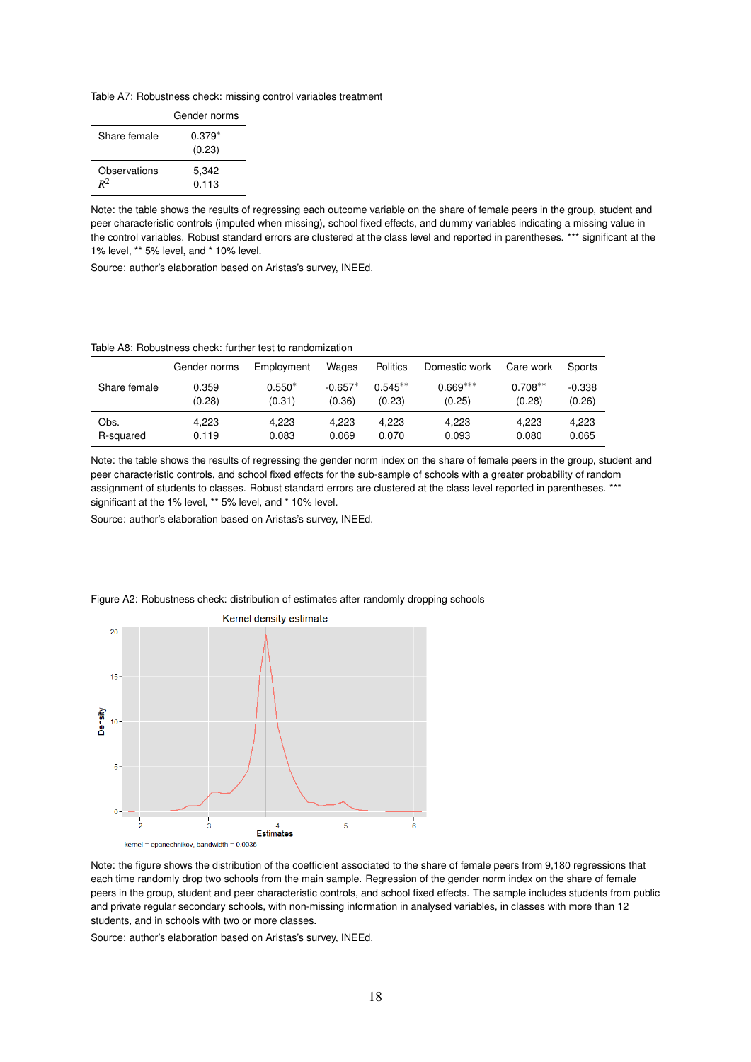Table A7: Robustness check: missing control variables treatment

| | Gender norms |
|---|---|
| Share female | 0.379* |
| | (0.23) |
| Observations | 5,342 |
| $R^2$ | 0.113 |

Note: the table shows the results of regressing each outcome variable on the share of female peers in the group, student and peer characteristic controls (imputed when missing), school fixed effects, and dummy variables indicating a missing value in the control variables. Robust standard errors are clustered at the class level and reported in parentheses. *** significant at the 1% level, ** 5% level, and * 10% level.

Source: author's elaboration based on Aristas's survey, INEEd.

Table A8: Robustness check: further test to randomization

| | Gender norms | Employment | Wages | Politics | Domestic work | Care work | Sports |
|---|---|---|---|---|---|---|---|
| Share female | 0.359 | 0.550* | -0.657* | 0.545** | 0.669*** | 0.708** | -0.338 |
| | (0.28) | (0.31) | (0.36) | (0.23) | (0.25) | (0.28) | (0.26) |
| Obs. | 4,223 | 4,223 | 4,223 | 4,223 | 4,223 | 4,223 | 4,223 |
| R-squared | 0.119 | 0.083 | 0.069 | 0.070 | 0.093 | 0.080 | 0.065 |

Note: the table shows the results of regressing the gender norm index on the share of female peers in the group, student and peer characteristic controls, and school fixed effects for the sub-sample of schools with a greater probability of random assignment of students to classes. Robust standard errors are clustered at the class level reported in parentheses. *** significant at the 1% level, ** 5% level, and * 10% level.

Source: author's elaboration based on Aristas's survey, INEEd.

Figure A2: Robustness check: distribution of estimates after randomly dropping schools

Kernel density estimate

Density

0
5
10
15
20

2
3
4
5
6

Estimates

kernel = epanechnikov, bandwidth = 0.0035

Note: the figure shows the distribution of the coefficient associated to the share of female peers from 9,180 regressions that each time randomly drop two schools from the main sample. Regression of the gender norm index on the share of female peers in the group, student and peer characteristic controls, and school fixed effects. The sample includes students from public and private regular secondary schools, with non-missing information in analysed variables, in classes with more than 12 students, and in schools with two or more classes.

Source: author's elaboration based on Aristas's survey, INEEd.